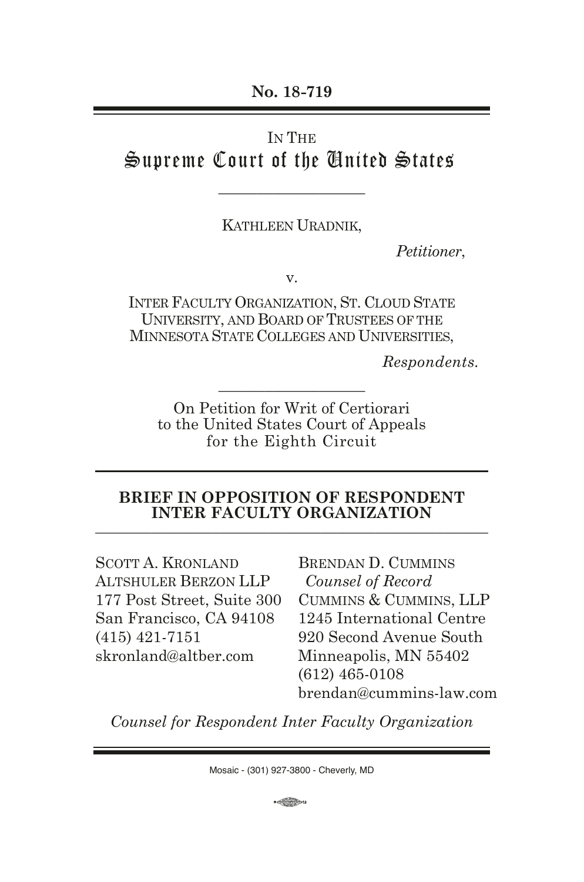**No. 18-719**

IN THE

# Supreme Court of the United States

---

KATHLEEN URADNIK,

*Petitioner*,

v.

INTER FACULTY ORGANIZATION, ST. CLOUD STATE UNIVERSITY, AND BOARD OF TRUSTEES OF THE MINNESOTA STATE COLLEGES AND UNIVERSITIES,

*Respondents.*

---

On Petition for Writ of Certiorari to the United States Court of Appeals for the Eighth Circuit

---

## BRIEF IN OPPOSITION OF RESPONDENT INTER FACULTY ORGANIZATION

---

SCOTT A. KRONLAND
ALTSHULER BERZON LLP
177 Post Street, Suite 300
San Francisco, CA 94108
(415) 421-7151
skronland@altber.com

BRENDAN D. CUMMINS
*Counsel of Record*
CUMMINS & CUMMINS, LLP
1245 International Centre
920 Second Avenue South
Minneapolis, MN 55402
(612) 465-0108
brendan@cummins-law.com

*Counsel for Respondent Inter Faculty Organization*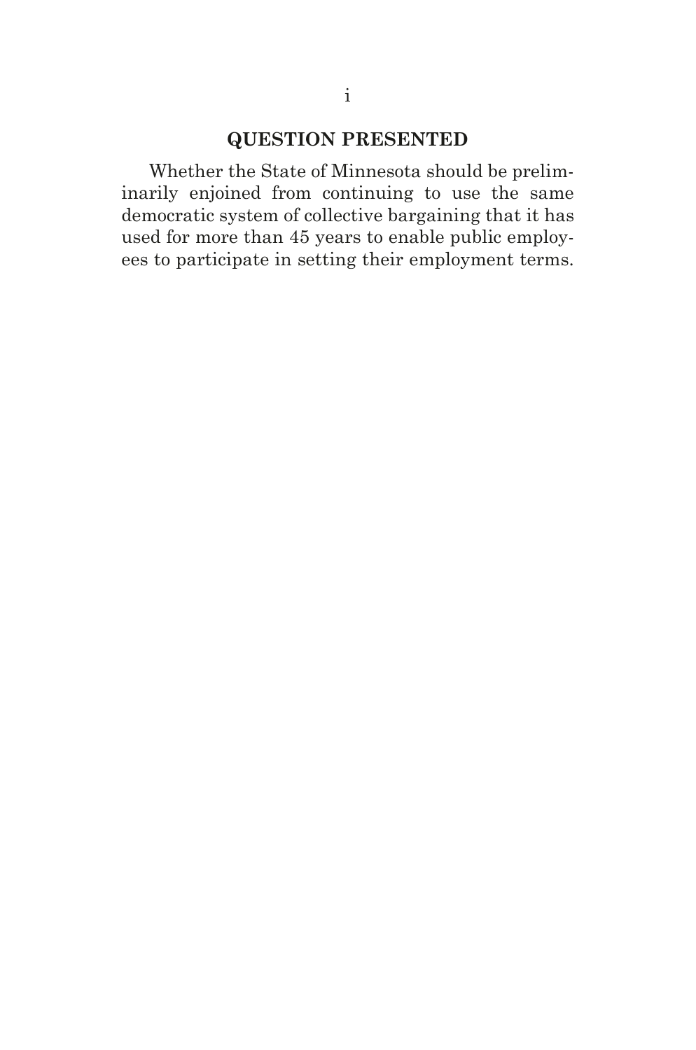## QUESTION PRESENTED

Whether the State of Minnesota should be preliminarily enjoined from continuing to use the same democratic system of collective bargaining that it has used for more than 45 years to enable public employees to participate in setting their employment terms.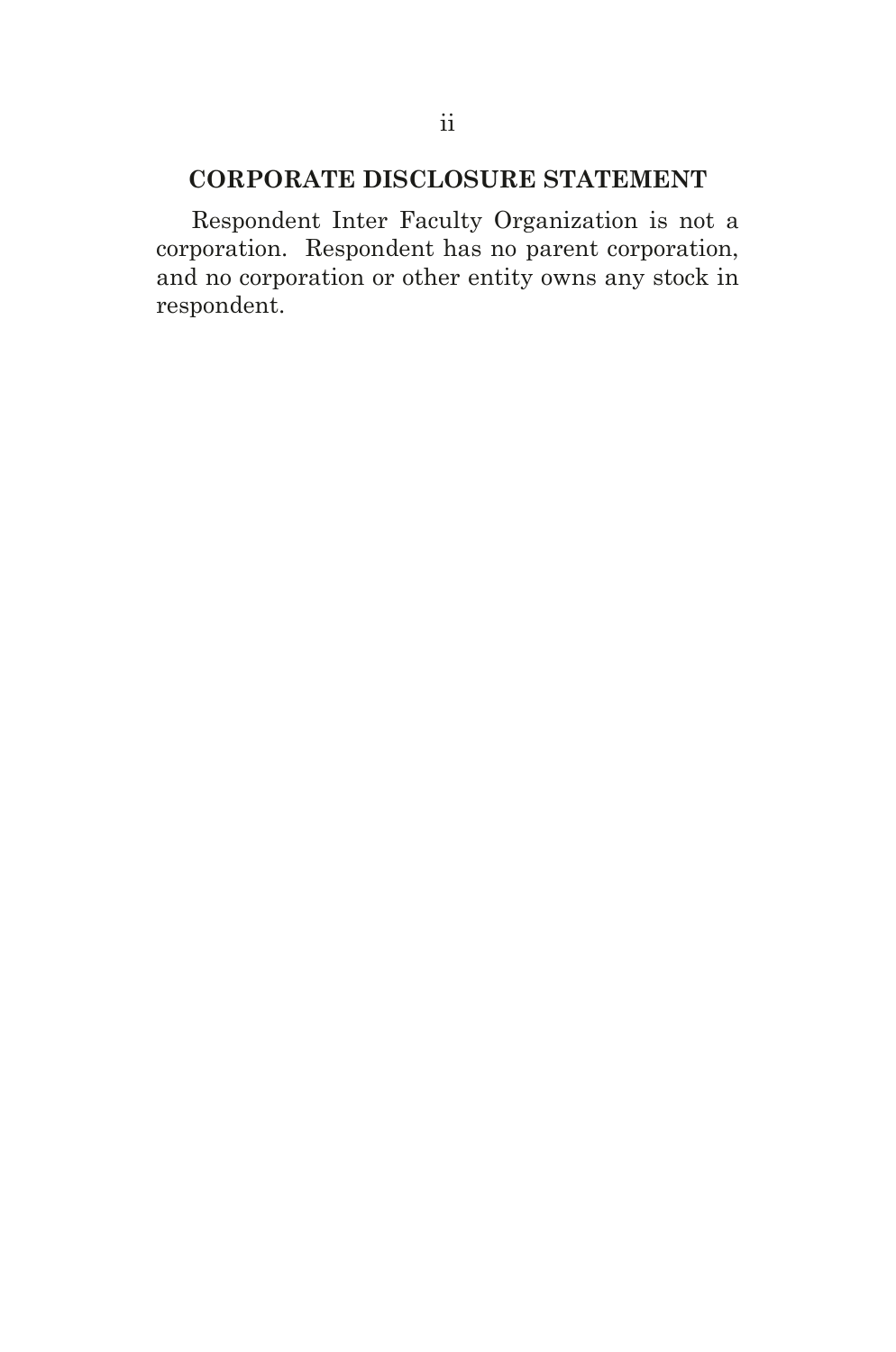## CORPORATE DISCLOSURE STATEMENT

Respondent Inter Faculty Organization is not a corporation. Respondent has no parent corporation, and no corporation or other entity owns any stock in respondent.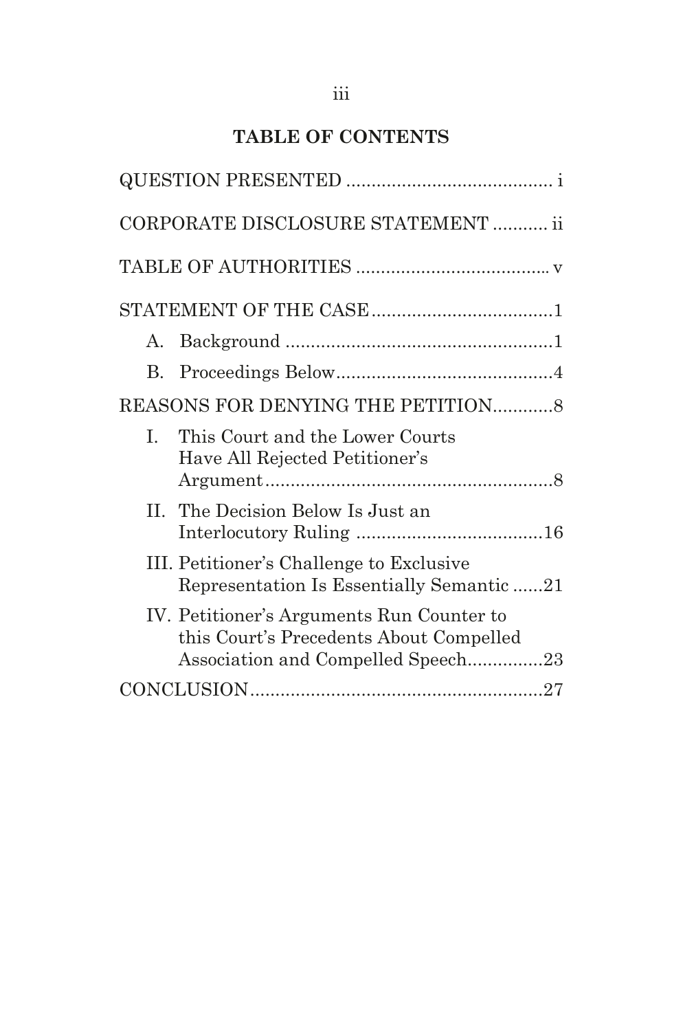## TABLE OF CONTENTS

QUESTION PRESENTED ......................................... i

CORPORATE DISCLOSURE STATEMENT ........... ii

TABLE OF AUTHORITIES ...................................... v

STATEMENT OF THE CASE....................................1

- A. Background ......................................................1
- B. Proceedings Below............................................4

REASONS FOR DENYING THE PETITION............8

- I. This Court and the Lower Courts Have All Rejected Petitioner's Argument..........................................................8
- II. The Decision Below Is Just an Interlocutory Ruling .....................................16
- III. Petitioner's Challenge to Exclusive Representation Is Essentially Semantic ......21
- IV. Petitioner's Arguments Run Counter to this Court's Precedents About Compelled Association and Compelled Speech...............23

CONCLUSION...........................................................27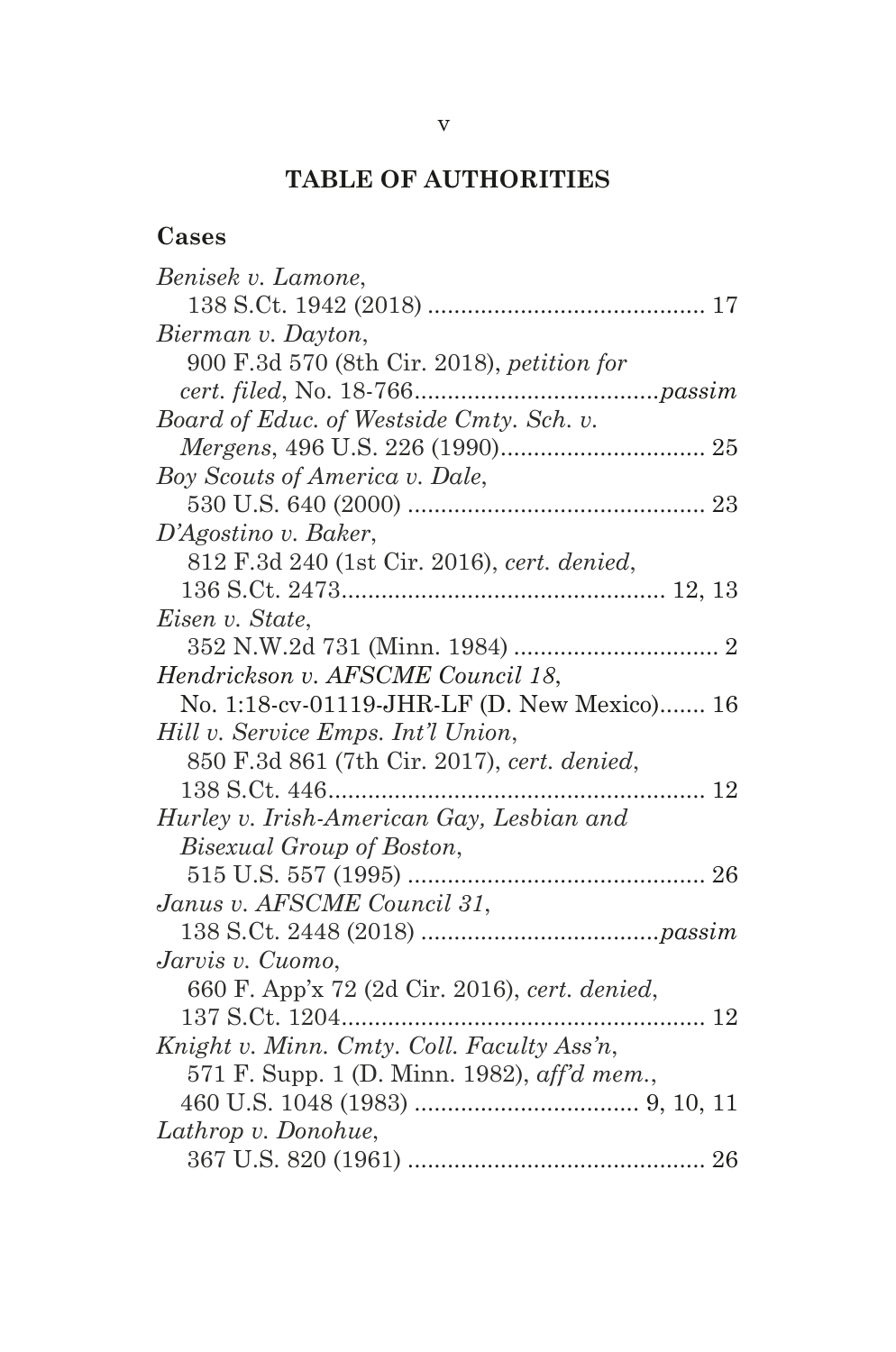## TABLE OF AUTHORITIES

### Cases

*Benisek v. Lamone*,
138 S.Ct. 1942 (2018) .......................................... 17

*Bierman v. Dayton*,
900 F.3d 570 (8th Cir. 2018), *petition for cert. filed*, No. 18-766....................................*passim*

*Board of Educ. of Westside Cmty. Sch. v. Mergens*, 496 U.S. 226 (1990)............................... 25

*Boy Scouts of America v. Dale*,
530 U.S. 640 (2000) ............................................. 23

*D'Agostino v. Baker*,
812 F.3d 240 (1st Cir. 2016), *cert. denied*, 136 S.Ct. 2473................................................. 12, 13

*Eisen v. State*,
352 N.W.2d 731 (Minn. 1984) ............................... 2

*Hendrickson v. AFSCME Council 18*,
No. 1:18-cv-01119-JHR-LF (D. New Mexico)....... 16

*Hill v. Service Emps. Int'l Union*,
850 F.3d 861 (7th Cir. 2017), *cert. denied*, 138 S.Ct. 446......................................................... 12

*Hurley v. Irish-American Gay, Lesbian and Bisexual Group of Boston*,
515 U.S. 557 (1995) ............................................. 26

*Janus v. AFSCME Council 31*,
138 S.Ct. 2448 (2018) ....................................*passim*

*Jarvis v. Cuomo*,
660 F. App'x 72 (2d Cir. 2016), *cert. denied*, 137 S.Ct. 1204....................................................... 12

*Knight v. Minn. Cmty. Coll. Faculty Ass'n*,
571 F. Supp. 1 (D. Minn. 1982), *aff'd mem.*, 460 U.S. 1048 (1983) .................................. 9, 10, 11

*Lathrop v. Donohue*,
367 U.S. 820 (1961) ............................................. 26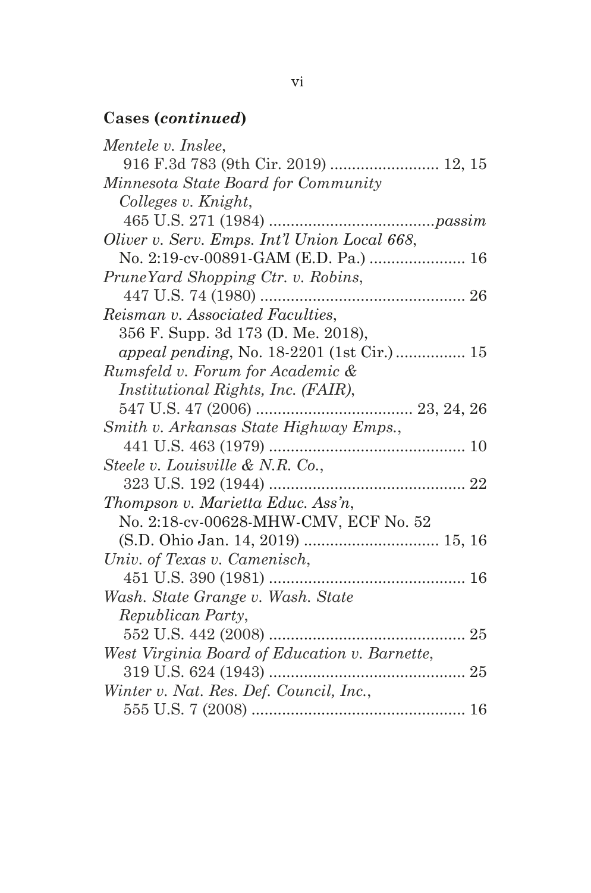**Cases (*continued*)**

*Mentele v. Inslee*,
916 F.3d 783 (9th Cir. 2019) ......................... 12, 15

*Minnesota State Board for Community Colleges v. Knight*,
465 U.S. 271 (1984) ......................................*passim*

*Oliver v. Serv. Emps. Int'l Union Local 668*,
No. 2:19-cv-00891-GAM (E.D. Pa.) ...................... 16

*PruneYard Shopping Ctr. v. Robins*,
447 U.S. 74 (1980) ............................................... 26

*Reisman v. Associated Faculties*,
356 F. Supp. 3d 173 (D. Me. 2018),
*appeal pending*, No. 18-2201 (1st Cir.) ................ 15

*Rumsfeld v. Forum for Academic & Institutional Rights, Inc. (FAIR)*,
547 U.S. 47 (2006) .................................... 23, 24, 26

*Smith v. Arkansas State Highway Emps.*,
441 U.S. 463 (1979) ............................................. 10

*Steele v. Louisville & N.R. Co.*,
323 U.S. 192 (1944) ............................................. 22

*Thompson v. Marietta Educ. Ass'n*,
No. 2:18-cv-00628-MHW-CMV, ECF No. 52
(S.D. Ohio Jan. 14, 2019) ............................... 15, 16

*Univ. of Texas v. Camenisch*,
451 U.S. 390 (1981) ............................................. 16

*Wash. State Grange v. Wash. State Republican Party*,
552 U.S. 442 (2008) ............................................. 25

*West Virginia Board of Education v. Barnette*,
319 U.S. 624 (1943) ............................................. 25

*Winter v. Nat. Res. Def. Council, Inc.*,
555 U.S. 7 (2008) ................................................. 16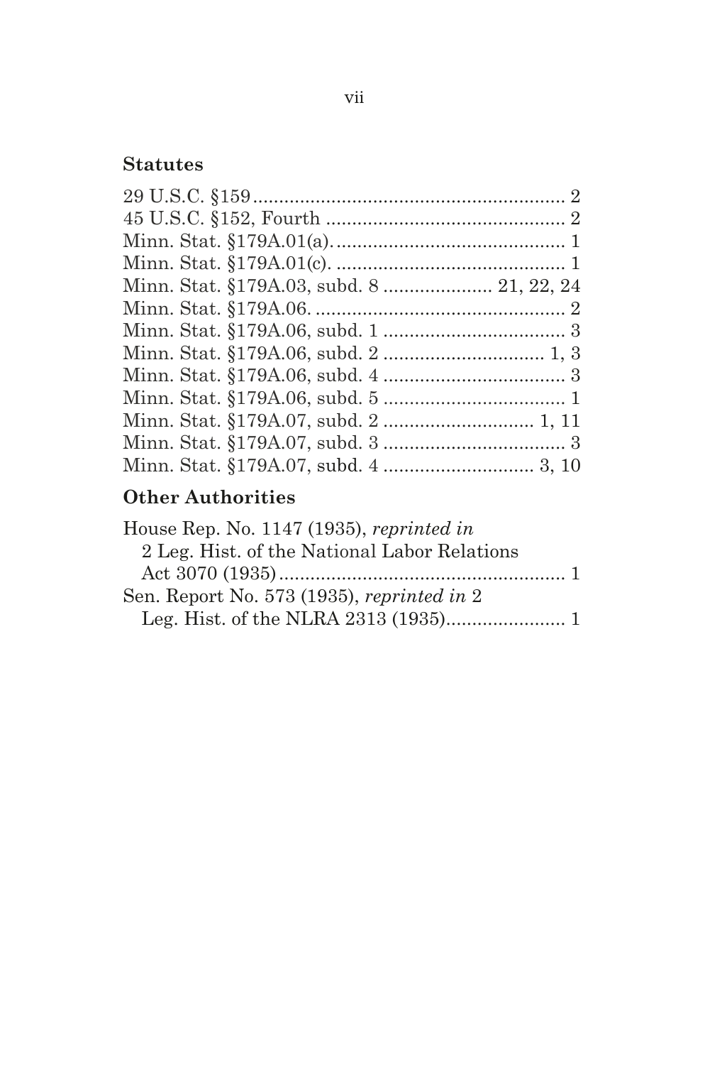### Statutes

29 U.S.C. §159 .......................................................... 2
45 U.S.C. §152, Fourth ............................................. 2
Minn. Stat. §179A.01(a). ........................................... 1
Minn. Stat. §179A.01(c). ........................................... 1
Minn. Stat. §179A.03, subd. 8 .................... 21, 22, 24
Minn. Stat. §179A.06. ............................................... 2
Minn. Stat. §179A.06, subd. 1 .................................. 3
Minn. Stat. §179A.06, subd. 2 .............................. 1, 3
Minn. Stat. §179A.06, subd. 4 .................................. 3
Minn. Stat. §179A.06, subd. 5 .................................. 1
Minn. Stat. §179A.07, subd. 2 ............................ 1, 11
Minn. Stat. §179A.07, subd. 3 .................................. 3
Minn. Stat. §179A.07, subd. 4 ............................ 3, 10

### Other Authorities

House Rep. No. 1147 (1935), *reprinted in* 2 Leg. Hist. of the National Labor Relations Act 3070 (1935) ...................................................... 1
Sen. Report No. 573 (1935), *reprinted in* 2 Leg. Hist. of the NLRA 2313 (1935)...................... 1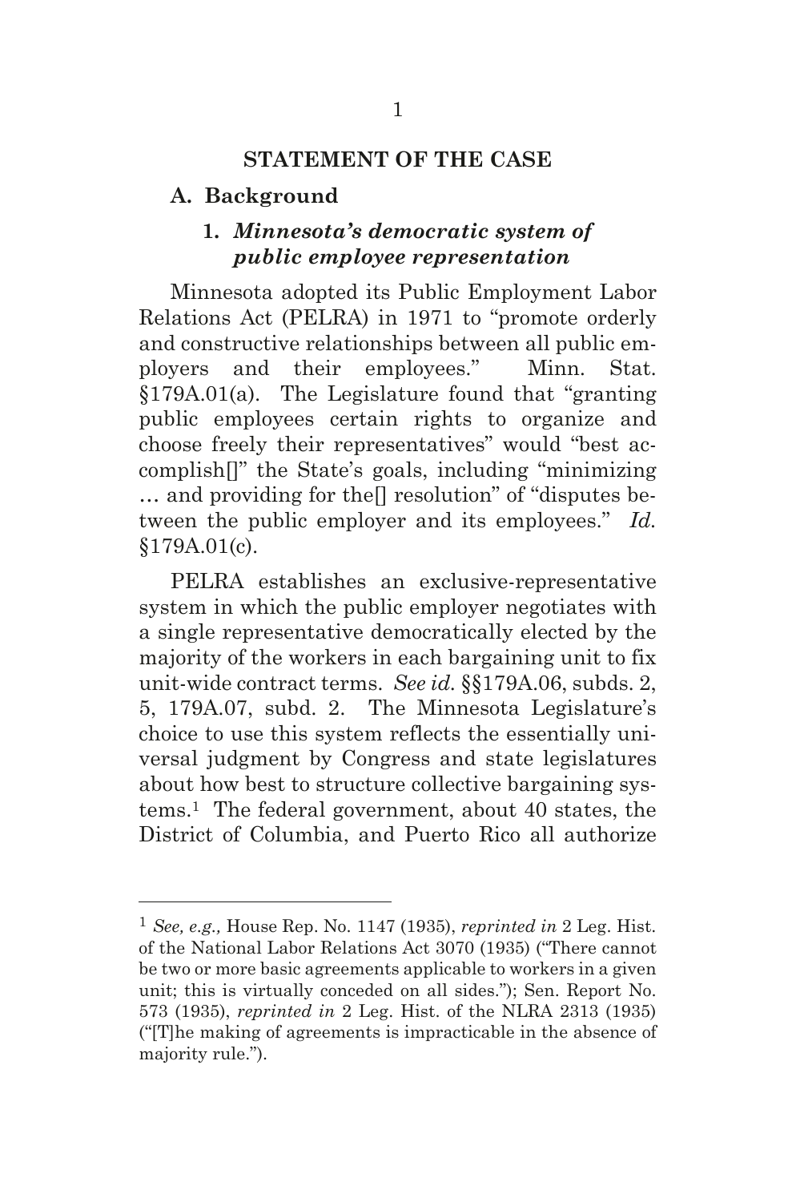## STATEMENT OF THE CASE

### A. Background

#### 1. *Minnesota's democratic system of public employee representation*

Minnesota adopted its Public Employment Labor Relations Act (PELRA) in 1971 to "promote orderly and constructive relationships between all public employers and their employees." Minn. Stat. §179A.01(a). The Legislature found that "granting public employees certain rights to organize and choose freely their representatives" would "best accomplish[]" the State's goals, including "minimizing … and providing for the[] resolution" of "disputes between the public employer and its employees." *Id.* §179A.01(c).

PELRA establishes an exclusive-representative system in which the public employer negotiates with a single representative democratically elected by the majority of the workers in each bargaining unit to fix unit-wide contract terms. *See id.* §§179A.06, subds. 2, 5, 179A.07, subd. 2. The Minnesota Legislature's choice to use this system reflects the essentially universal judgment by Congress and state legislatures about how best to structure collective bargaining systems.[1] The federal government, about 40 states, the District of Columbia, and Puerto Rico all authorize

---

[1] *See, e.g.,* House Rep. No. 1147 (1935), *reprinted in* 2 Leg. Hist. of the National Labor Relations Act 3070 (1935) ("There cannot be two or more basic agreements applicable to workers in a given unit; this is virtually conceded on all sides."); Sen. Report No. 573 (1935), *reprinted in* 2 Leg. Hist. of the NLRA 2313 (1935) ("[T]he making of agreements is impracticable in the absence of majority rule.").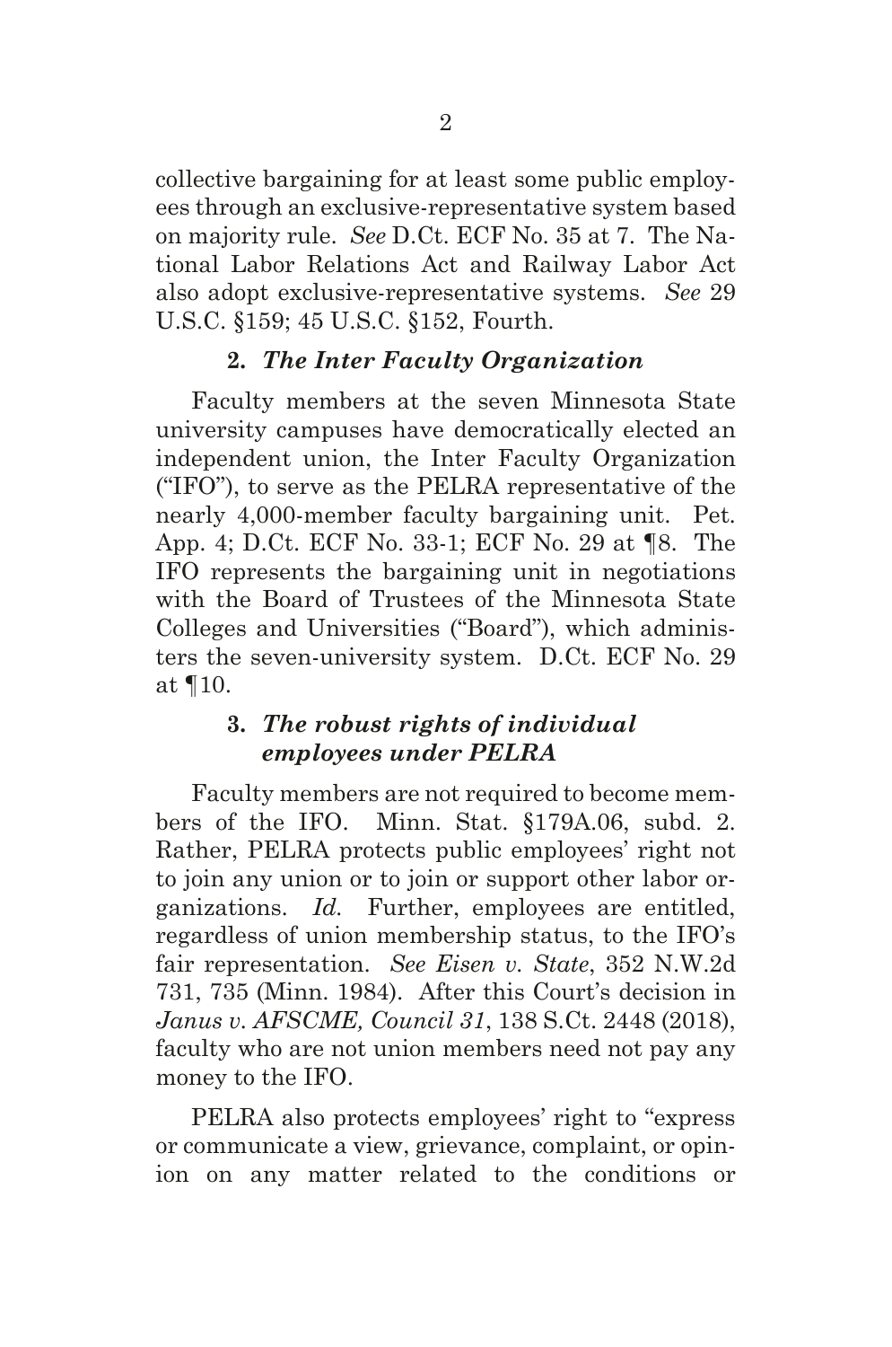collective bargaining for at least some public employees through an exclusive-representative system based on majority rule. *See* D.Ct. ECF No. 35 at 7. The National Labor Relations Act and Railway Labor Act also adopt exclusive-representative systems. *See* 29 U.S.C. §159; 45 U.S.C. §152, Fourth.

### 2. *The Inter Faculty Organization*

Faculty members at the seven Minnesota State university campuses have democratically elected an independent union, the Inter Faculty Organization ("IFO"), to serve as the PELRA representative of the nearly 4,000-member faculty bargaining unit. Pet. App. 4; D.Ct. ECF No. 33-1; ECF No. 29 at ¶8. The IFO represents the bargaining unit in negotiations with the Board of Trustees of the Minnesota State Colleges and Universities ("Board"), which administers the seven-university system. D.Ct. ECF No. 29 at ¶10.

### 3. *The robust rights of individual employees under PELRA*

Faculty members are not required to become members of the IFO. Minn. Stat. §179A.06, subd. 2. Rather, PELRA protects public employees' right not to join any union or to join or support other labor organizations. *Id.* Further, employees are entitled, regardless of union membership status, to the IFO's fair representation. *See Eisen v. State*, 352 N.W.2d 731, 735 (Minn. 1984). After this Court's decision in *Janus v. AFSCME, Council 31*, 138 S.Ct. 2448 (2018), faculty who are not union members need not pay any money to the IFO.

PELRA also protects employees' right to "express or communicate a view, grievance, complaint, or opinion on any matter related to the conditions or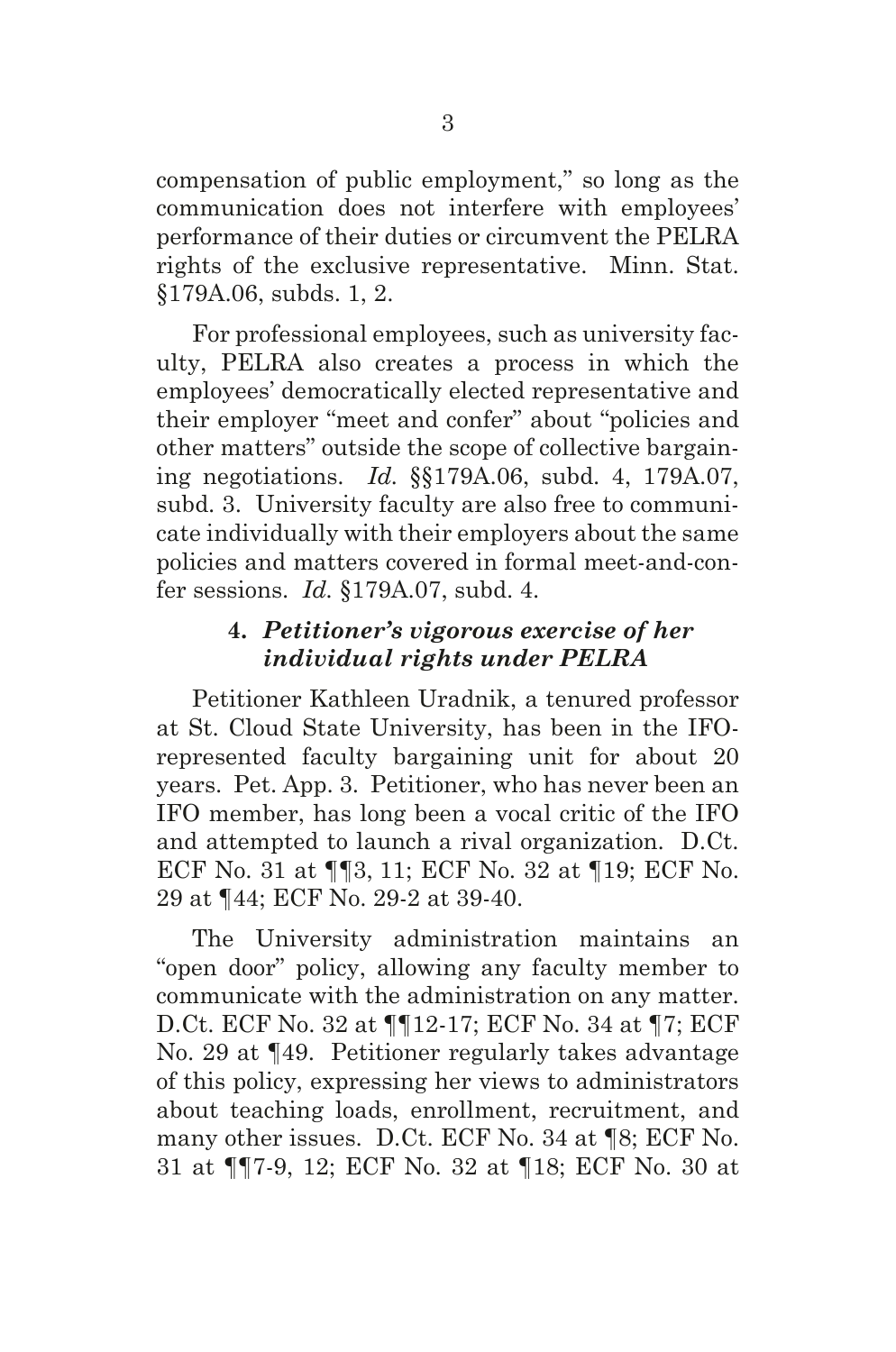compensation of public employment," so long as the communication does not interfere with employees' performance of their duties or circumvent the PELRA rights of the exclusive representative. Minn. Stat. §179A.06, subds. 1, 2.

For professional employees, such as university faculty, PELRA also creates a process in which the employees' democratically elected representative and their employer "meet and confer" about "policies and other matters" outside the scope of collective bargaining negotiations. *Id.* §§179A.06, subd. 4, 179A.07, subd. 3. University faculty are also free to communicate individually with their employers about the same policies and matters covered in formal meet-and-confer sessions. *Id.* §179A.07, subd. 4.

### 4. *Petitioner's vigorous exercise of her individual rights under PELRA*

Petitioner Kathleen Uradnik, a tenured professor at St. Cloud State University, has been in the IFO-represented faculty bargaining unit for about 20 years. Pet. App. 3. Petitioner, who has never been an IFO member, has long been a vocal critic of the IFO and attempted to launch a rival organization. D.Ct. ECF No. 31 at ¶¶3, 11; ECF No. 32 at ¶19; ECF No. 29 at ¶44; ECF No. 29-2 at 39-40.

The University administration maintains an "open door" policy, allowing any faculty member to communicate with the administration on any matter. D.Ct. ECF No. 32 at ¶¶12-17; ECF No. 34 at ¶7; ECF No. 29 at ¶49. Petitioner regularly takes advantage of this policy, expressing her views to administrators about teaching loads, enrollment, recruitment, and many other issues. D.Ct. ECF No. 34 at ¶8; ECF No. 31 at ¶¶7-9, 12; ECF No. 32 at ¶18; ECF No. 30 at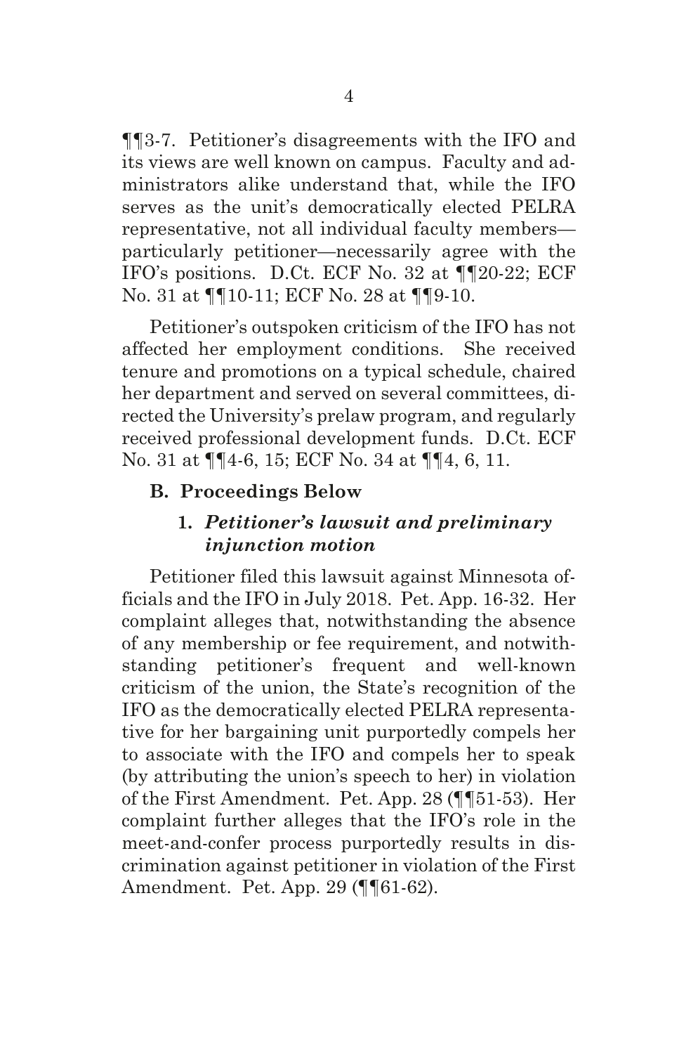¶¶3-7. Petitioner's disagreements with the IFO and its views are well known on campus. Faculty and administrators alike understand that, while the IFO serves as the unit's democratically elected PELRA representative, not all individual faculty members—particularly petitioner—necessarily agree with the IFO's positions. D.Ct. ECF No. 32 at ¶¶20-22; ECF No. 31 at ¶¶10-11; ECF No. 28 at ¶¶9-10.

Petitioner's outspoken criticism of the IFO has not affected her employment conditions. She received tenure and promotions on a typical schedule, chaired her department and served on several committees, directed the University's prelaw program, and regularly received professional development funds. D.Ct. ECF No. 31 at ¶¶4-6, 15; ECF No. 34 at ¶¶4, 6, 11.

### B. Proceedings Below

#### 1. *Petitioner's lawsuit and preliminary injunction motion*

Petitioner filed this lawsuit against Minnesota officials and the IFO in July 2018. Pet. App. 16-32. Her complaint alleges that, notwithstanding the absence of any membership or fee requirement, and notwithstanding petitioner's frequent and well-known criticism of the union, the State's recognition of the IFO as the democratically elected PELRA representative for her bargaining unit purportedly compels her to associate with the IFO and compels her to speak (by attributing the union's speech to her) in violation of the First Amendment. Pet. App. 28 (¶¶51-53). Her complaint further alleges that the IFO's role in the meet-and-confer process purportedly results in discrimination against petitioner in violation of the First Amendment. Pet. App. 29 (¶¶61-62).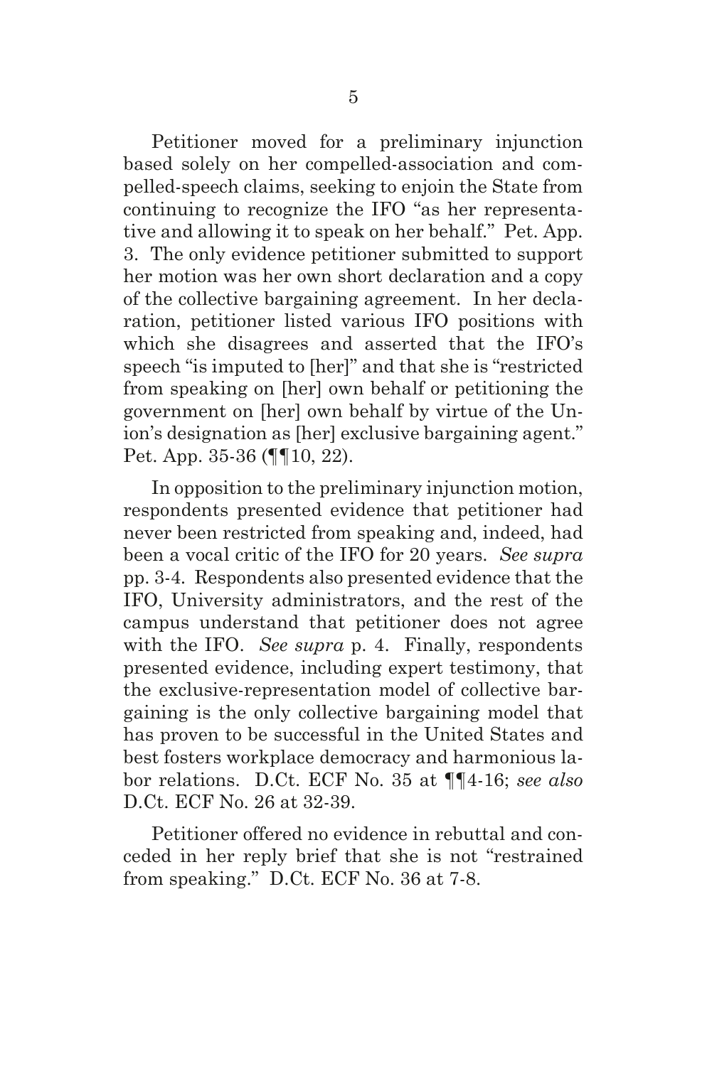Petitioner moved for a preliminary injunction based solely on her compelled-association and compelled-speech claims, seeking to enjoin the State from continuing to recognize the IFO "as her representative and allowing it to speak on her behalf." Pet. App. 3. The only evidence petitioner submitted to support her motion was her own short declaration and a copy of the collective bargaining agreement. In her declaration, petitioner listed various IFO positions with which she disagrees and asserted that the IFO's speech "is imputed to [her]" and that she is "restricted from speaking on [her] own behalf or petitioning the government on [her] own behalf by virtue of the Union's designation as [her] exclusive bargaining agent." Pet. App. 35-36 (¶¶10, 22).

In opposition to the preliminary injunction motion, respondents presented evidence that petitioner had never been restricted from speaking and, indeed, had been a vocal critic of the IFO for 20 years. *See supra* pp. 3-4. Respondents also presented evidence that the IFO, University administrators, and the rest of the campus understand that petitioner does not agree with the IFO. *See supra* p. 4. Finally, respondents presented evidence, including expert testimony, that the exclusive-representation model of collective bargaining is the only collective bargaining model that has proven to be successful in the United States and best fosters workplace democracy and harmonious labor relations. D.Ct. ECF No. 35 at ¶¶4-16; *see also* D.Ct. ECF No. 26 at 32-39.

Petitioner offered no evidence in rebuttal and conceded in her reply brief that she is not "restrained from speaking." D.Ct. ECF No. 36 at 7-8.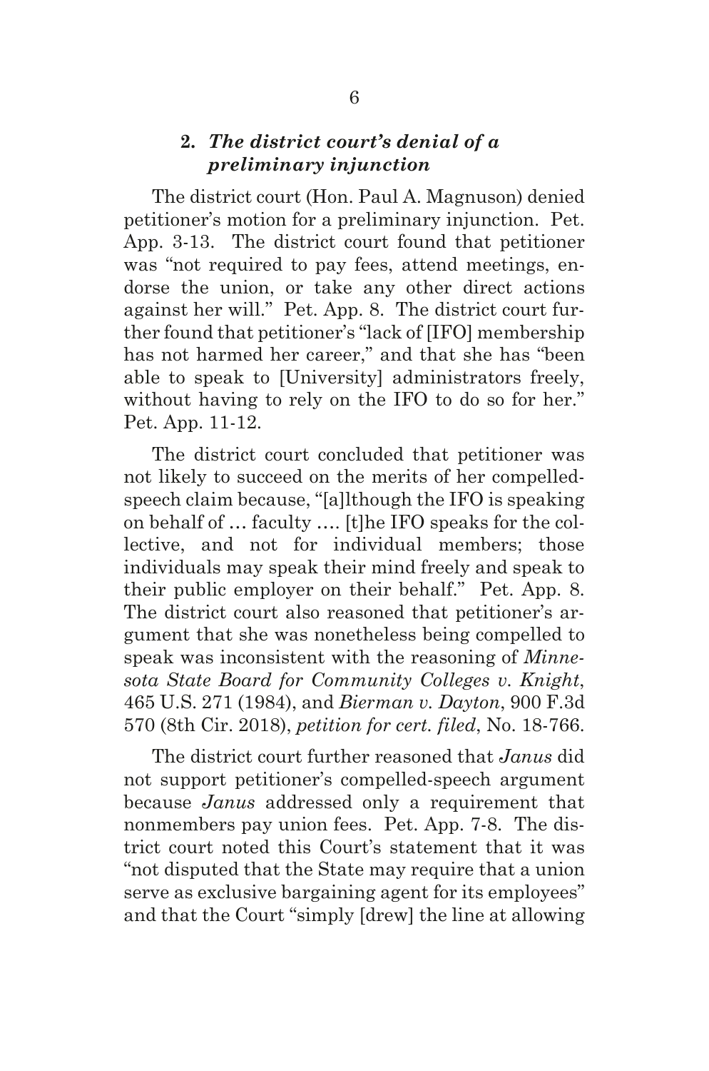### 2. *The district court's denial of a preliminary injunction*

The district court (Hon. Paul A. Magnuson) denied petitioner's motion for a preliminary injunction. Pet. App. 3-13. The district court found that petitioner was "not required to pay fees, attend meetings, endorse the union, or take any other direct actions against her will." Pet. App. 8. The district court further found that petitioner's "lack of [IFO] membership has not harmed her career," and that she has "been able to speak to [University] administrators freely, without having to rely on the IFO to do so for her." Pet. App. 11-12.

The district court concluded that petitioner was not likely to succeed on the merits of her compelled-speech claim because, "[a]lthough the IFO is speaking on behalf of … faculty …. [t]he IFO speaks for the collective, and not for individual members; those individuals may speak their mind freely and speak to their public employer on their behalf." Pet. App. 8. The district court also reasoned that petitioner's argument that she was nonetheless being compelled to speak was inconsistent with the reasoning of *Minnesota State Board for Community Colleges v. Knight*, 465 U.S. 271 (1984), and *Bierman v. Dayton*, 900 F.3d 570 (8th Cir. 2018), *petition for cert. filed*, No. 18-766.

The district court further reasoned that *Janus* did not support petitioner's compelled-speech argument because *Janus* addressed only a requirement that nonmembers pay union fees. Pet. App. 7-8. The district court noted this Court's statement that it was "not disputed that the State may require that a union serve as exclusive bargaining agent for its employees" and that the Court "simply [drew] the line at allowing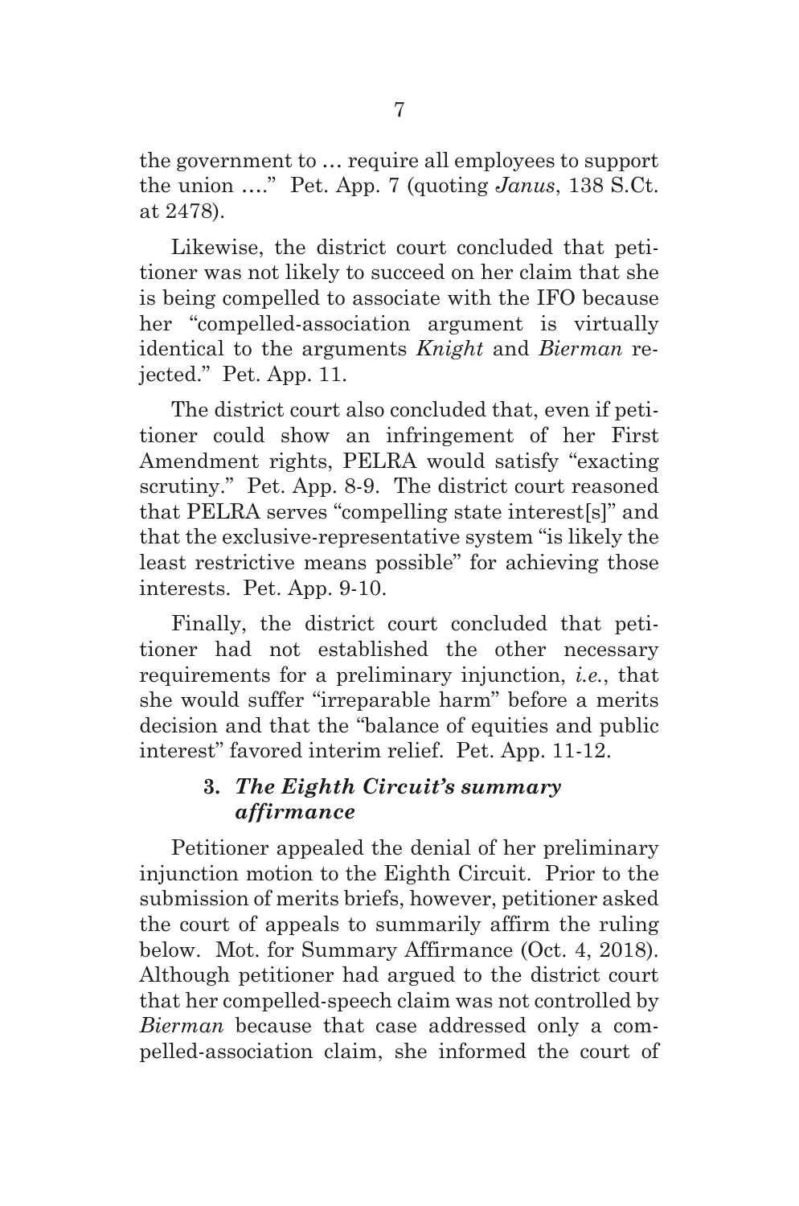the government to … require all employees to support the union …." Pet. App. 7 (quoting *Janus*, 138 S.Ct. at 2478).

Likewise, the district court concluded that petitioner was not likely to succeed on her claim that she is being compelled to associate with the IFO because her "compelled-association argument is virtually identical to the arguments *Knight* and *Bierman* rejected." Pet. App. 11.

The district court also concluded that, even if petitioner could show an infringement of her First Amendment rights, PELRA would satisfy "exacting scrutiny." Pet. App. 8-9. The district court reasoned that PELRA serves "compelling state interest[s]" and that the exclusive-representative system "is likely the least restrictive means possible" for achieving those interests. Pet. App. 9-10.

Finally, the district court concluded that petitioner had not established the other necessary requirements for a preliminary injunction, *i.e.*, that she would suffer "irreparable harm" before a merits decision and that the "balance of equities and public interest" favored interim relief. Pet. App. 11-12.

### 3. *The Eighth Circuit's summary affirmance*

Petitioner appealed the denial of her preliminary injunction motion to the Eighth Circuit. Prior to the submission of merits briefs, however, petitioner asked the court of appeals to summarily affirm the ruling below. Mot. for Summary Affirmance (Oct. 4, 2018). Although petitioner had argued to the district court that her compelled-speech claim was not controlled by *Bierman* because that case addressed only a compelled-association claim, she informed the court of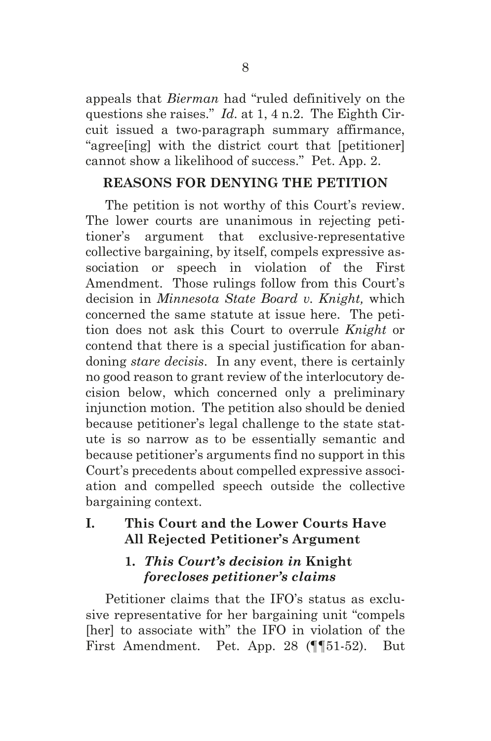appeals that *Bierman* had "ruled definitively on the questions she raises." *Id.* at 1, 4 n.2. The Eighth Circuit issued a two-paragraph summary affirmance, "agree[ing] with the district court that [petitioner] cannot show a likelihood of success." Pet. App. 2.

## REASONS FOR DENYING THE PETITION

The petition is not worthy of this Court's review. The lower courts are unanimous in rejecting petitioner's argument that exclusive-representative collective bargaining, by itself, compels expressive association or speech in violation of the First Amendment. Those rulings follow from this Court's decision in *Minnesota State Board v. Knight,* which concerned the same statute at issue here. The petition does not ask this Court to overrule *Knight* or contend that there is a special justification for abandoning *stare decisis*. In any event, there is certainly no good reason to grant review of the interlocutory decision below, which concerned only a preliminary injunction motion. The petition also should be denied because petitioner's legal challenge to the state statute is so narrow as to be essentially semantic and because petitioner's arguments find no support in this Court's precedents about compelled expressive association and compelled speech outside the collective bargaining context.

### I. This Court and the Lower Courts Have All Rejected Petitioner's Argument

#### 1. *This Court's decision in* Knight *forecloses petitioner's claims*

Petitioner claims that the IFO's status as exclusive representative for her bargaining unit "compels [her] to associate with" the IFO in violation of the First Amendment. Pet. App. 28 (¶¶51-52). But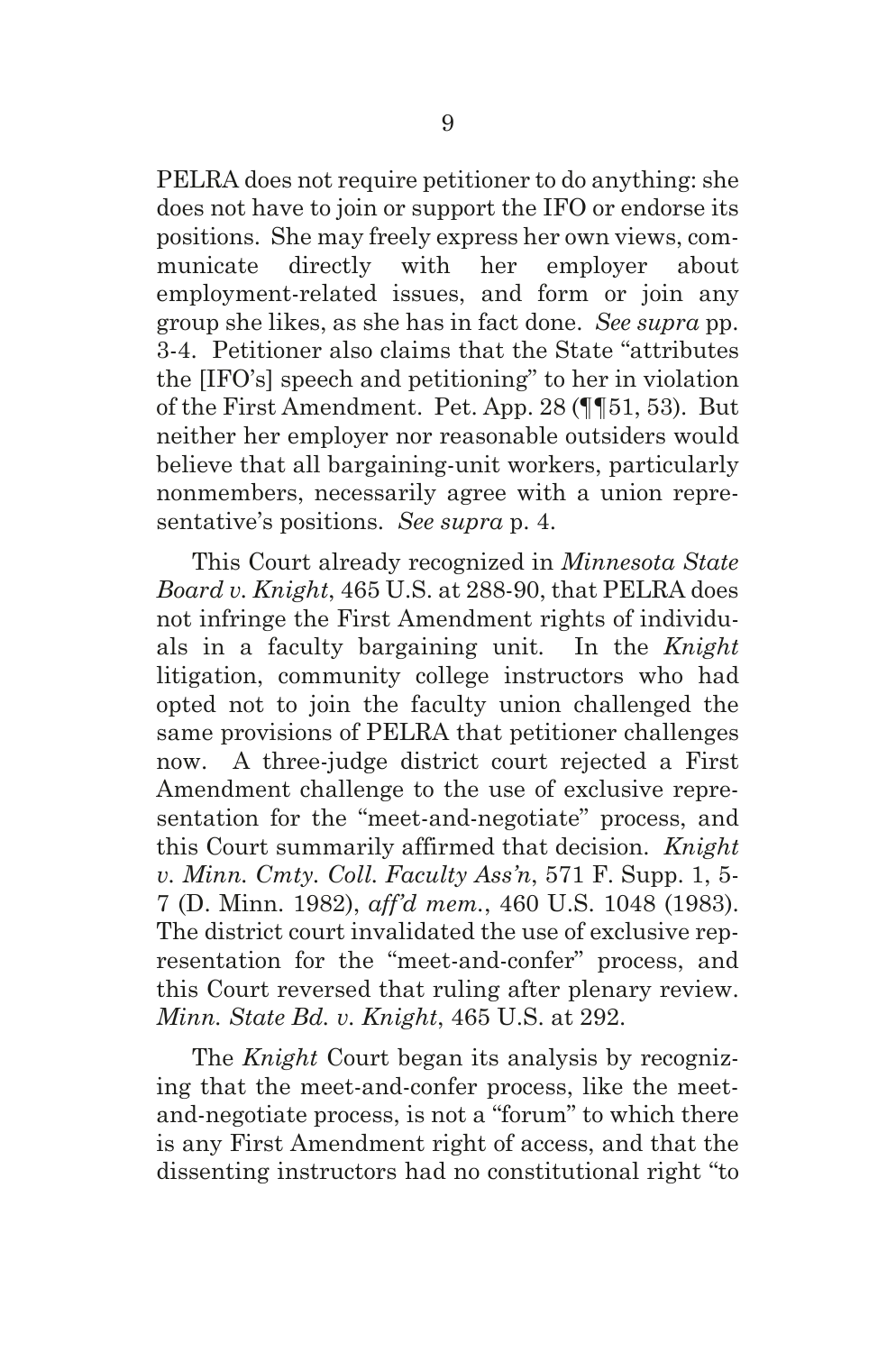PELRA does not require petitioner to do anything: she does not have to join or support the IFO or endorse its positions. She may freely express her own views, communicate directly with her employer about employment-related issues, and form or join any group she likes, as she has in fact done. *See supra* pp. 3-4. Petitioner also claims that the State "attributes the [IFO's] speech and petitioning" to her in violation of the First Amendment. Pet. App. 28 (¶¶51, 53). But neither her employer nor reasonable outsiders would believe that all bargaining-unit workers, particularly nonmembers, necessarily agree with a union representative's positions. *See supra* p. 4.

This Court already recognized in *Minnesota State Board v. Knight*, 465 U.S. at 288-90, that PELRA does not infringe the First Amendment rights of individuals in a faculty bargaining unit. In the *Knight* litigation, community college instructors who had opted not to join the faculty union challenged the same provisions of PELRA that petitioner challenges now. A three-judge district court rejected a First Amendment challenge to the use of exclusive representation for the "meet-and-negotiate" process, and this Court summarily affirmed that decision. *Knight v. Minn. Cmty. Coll. Faculty Ass'n*, 571 F. Supp. 1, 5-7 (D. Minn. 1982), *aff'd mem.*, 460 U.S. 1048 (1983). The district court invalidated the use of exclusive representation for the "meet-and-confer" process, and this Court reversed that ruling after plenary review. *Minn. State Bd. v. Knight*, 465 U.S. at 292.

The *Knight* Court began its analysis by recognizing that the meet-and-confer process, like the meet-and-negotiate process, is not a "forum" to which there is any First Amendment right of access, and that the dissenting instructors had no constitutional right "to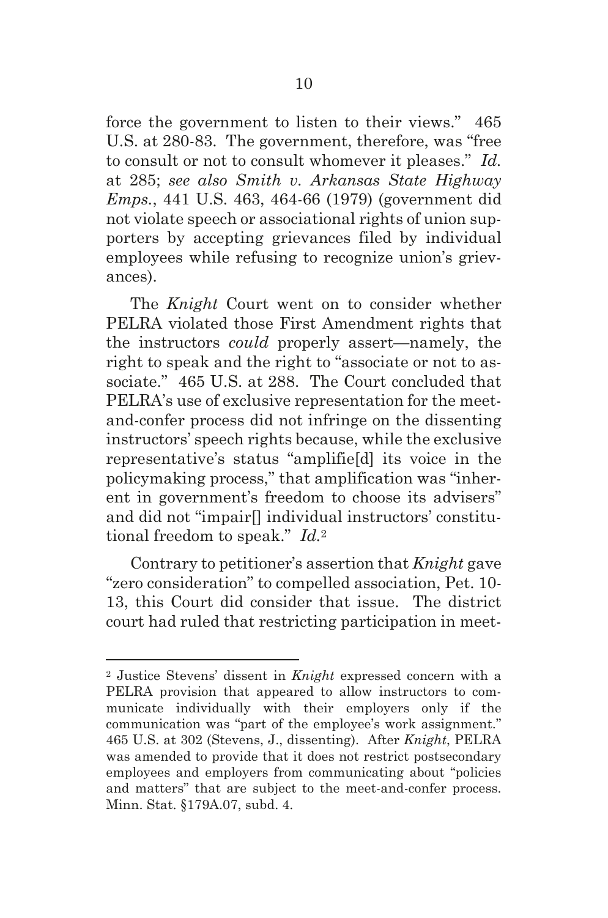force the government to listen to their views." 465 U.S. at 280-83. The government, therefore, was "free to consult or not to consult whomever it pleases." *Id.* at 285; *see also Smith v. Arkansas State Highway Emps.*, 441 U.S. 463, 464-66 (1979) (government did not violate speech or associational rights of union supporters by accepting grievances filed by individual employees while refusing to recognize union's grievances).

The *Knight* Court went on to consider whether PELRA violated those First Amendment rights that the instructors *could* properly assert—namely, the right to speak and the right to "associate or not to associate." 465 U.S. at 288. The Court concluded that PELRA's use of exclusive representation for the meet-and-confer process did not infringe on the dissenting instructors' speech rights because, while the exclusive representative's status "amplifie[d] its voice in the policymaking process," that amplification was "inherent in government's freedom to choose its advisers" and did not "impair[] individual instructors' constitutional freedom to speak." *Id.*[2]

Contrary to petitioner's assertion that *Knight* gave "zero consideration" to compelled association, Pet. 10-13, this Court did consider that issue. The district court had ruled that restricting participation in meet-

---

[2] Justice Stevens' dissent in *Knight* expressed concern with a PELRA provision that appeared to allow instructors to communicate individually with their employers only if the communication was "part of the employee's work assignment." 465 U.S. at 302 (Stevens, J., dissenting). After *Knight*, PELRA was amended to provide that it does not restrict postsecondary employees and employers from communicating about "policies and matters" that are subject to the meet-and-confer process. Minn. Stat. §179A.07, subd. 4.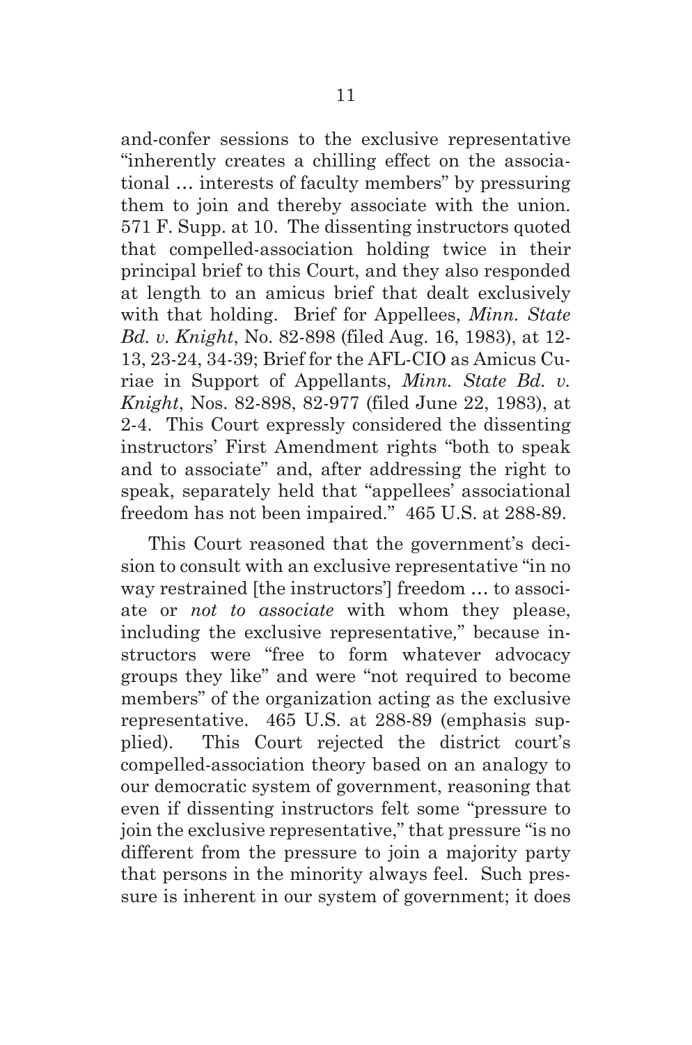and-confer sessions to the exclusive representative "inherently creates a chilling effect on the associational … interests of faculty members" by pressuring them to join and thereby associate with the union. 571 F. Supp. at 10. The dissenting instructors quoted that compelled-association holding twice in their principal brief to this Court, and they also responded at length to an amicus brief that dealt exclusively with that holding. Brief for Appellees, *Minn. State Bd. v. Knight*, No. 82-898 (filed Aug. 16, 1983), at 12-13, 23-24, 34-39; Brief for the AFL-CIO as Amicus Curiae in Support of Appellants, *Minn. State Bd. v. Knight*, Nos. 82-898, 82-977 (filed June 22, 1983), at 2-4. This Court expressly considered the dissenting instructors' First Amendment rights "both to speak and to associate" and, after addressing the right to speak, separately held that "appellees' associational freedom has not been impaired." 465 U.S. at 288-89.

This Court reasoned that the government's decision to consult with an exclusive representative "in no way restrained [the instructors'] freedom … to associate or *not to associate* with whom they please, including the exclusive representative," because instructors were "free to form whatever advocacy groups they like" and were "not required to become members" of the organization acting as the exclusive representative. 465 U.S. at 288-89 (emphasis supplied). This Court rejected the district court's compelled-association theory based on an analogy to our democratic system of government, reasoning that even if dissenting instructors felt some "pressure to join the exclusive representative," that pressure "is no different from the pressure to join a majority party that persons in the minority always feel. Such pressure is inherent in our system of government; it does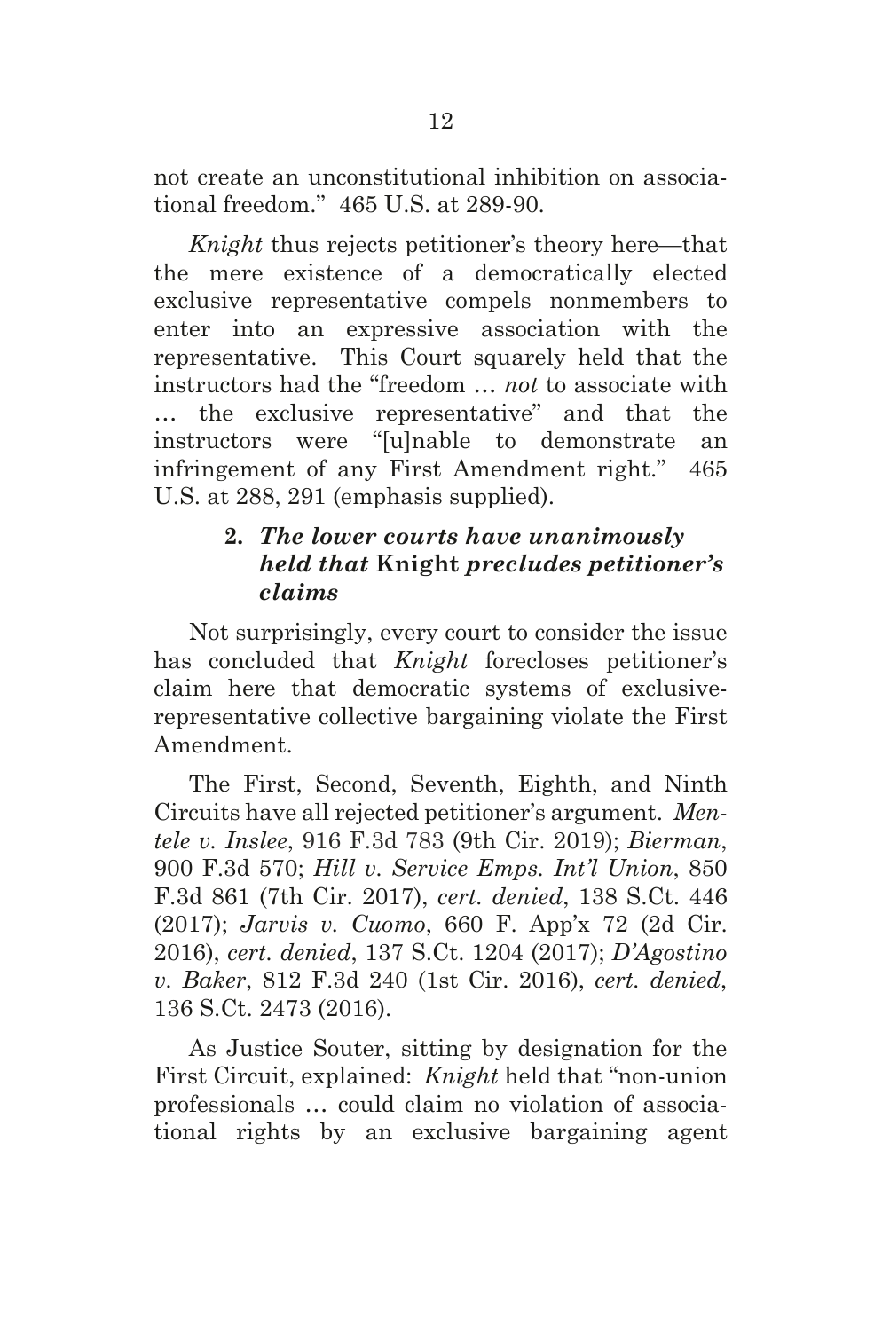not create an unconstitutional inhibition on associational freedom." 465 U.S. at 289-90.

*Knight* thus rejects petitioner's theory here—that the mere existence of a democratically elected exclusive representative compels nonmembers to enter into an expressive association with the representative. This Court squarely held that the instructors had the "freedom … *not* to associate with … the exclusive representative" and that the instructors were "[u]nable to demonstrate an infringement of any First Amendment right." 465 U.S. at 288, 291 (emphasis supplied).

### 2. *The lower courts have unanimously held that* **Knight** *precludes petitioner's claims*

Not surprisingly, every court to consider the issue has concluded that *Knight* forecloses petitioner's claim here that democratic systems of exclusive-representative collective bargaining violate the First Amendment.

The First, Second, Seventh, Eighth, and Ninth Circuits have all rejected petitioner's argument. *Mentele v. Inslee*, 916 F.3d 783 (9th Cir. 2019); *Bierman*, 900 F.3d 570; *Hill v. Service Emps. Int'l Union*, 850 F.3d 861 (7th Cir. 2017), *cert. denied*, 138 S.Ct. 446 (2017); *Jarvis v. Cuomo*, 660 F. App'x 72 (2d Cir. 2016), *cert. denied*, 137 S.Ct. 1204 (2017); *D'Agostino v. Baker*, 812 F.3d 240 (1st Cir. 2016), *cert. denied*, 136 S.Ct. 2473 (2016).

As Justice Souter, sitting by designation for the First Circuit, explained: *Knight* held that "non-union professionals … could claim no violation of associational rights by an exclusive bargaining agent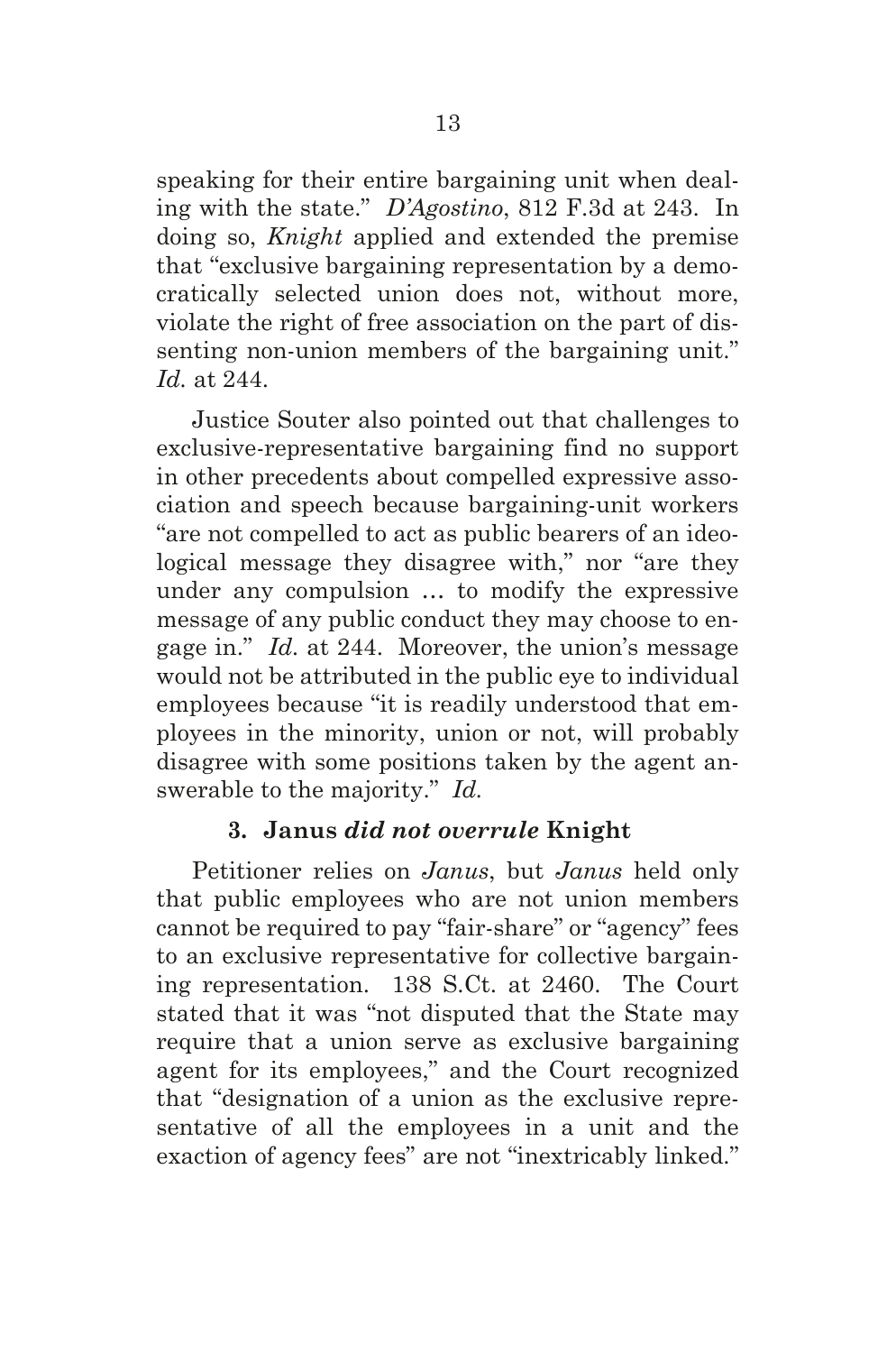speaking for their entire bargaining unit when dealing with the state." *D'Agostino*, 812 F.3d at 243. In doing so, *Knight* applied and extended the premise that "exclusive bargaining representation by a democratically selected union does not, without more, violate the right of free association on the part of dissenting non-union members of the bargaining unit." *Id.* at 244.

Justice Souter also pointed out that challenges to exclusive-representative bargaining find no support in other precedents about compelled expressive association and speech because bargaining-unit workers "are not compelled to act as public bearers of an ideological message they disagree with," nor "are they under any compulsion … to modify the expressive message of any public conduct they may choose to engage in." *Id.* at 244. Moreover, the union's message would not be attributed in the public eye to individual employees because "it is readily understood that employees in the minority, union or not, will probably disagree with some positions taken by the agent answerable to the majority." *Id.*

### 3. *Janus did not overrule Knight*

Petitioner relies on *Janus*, but *Janus* held only that public employees who are not union members cannot be required to pay "fair-share" or "agency" fees to an exclusive representative for collective bargaining representation. 138 S.Ct. at 2460. The Court stated that it was "not disputed that the State may require that a union serve as exclusive bargaining agent for its employees," and the Court recognized that "designation of a union as the exclusive representative of all the employees in a unit and the exaction of agency fees" are not "inextricably linked."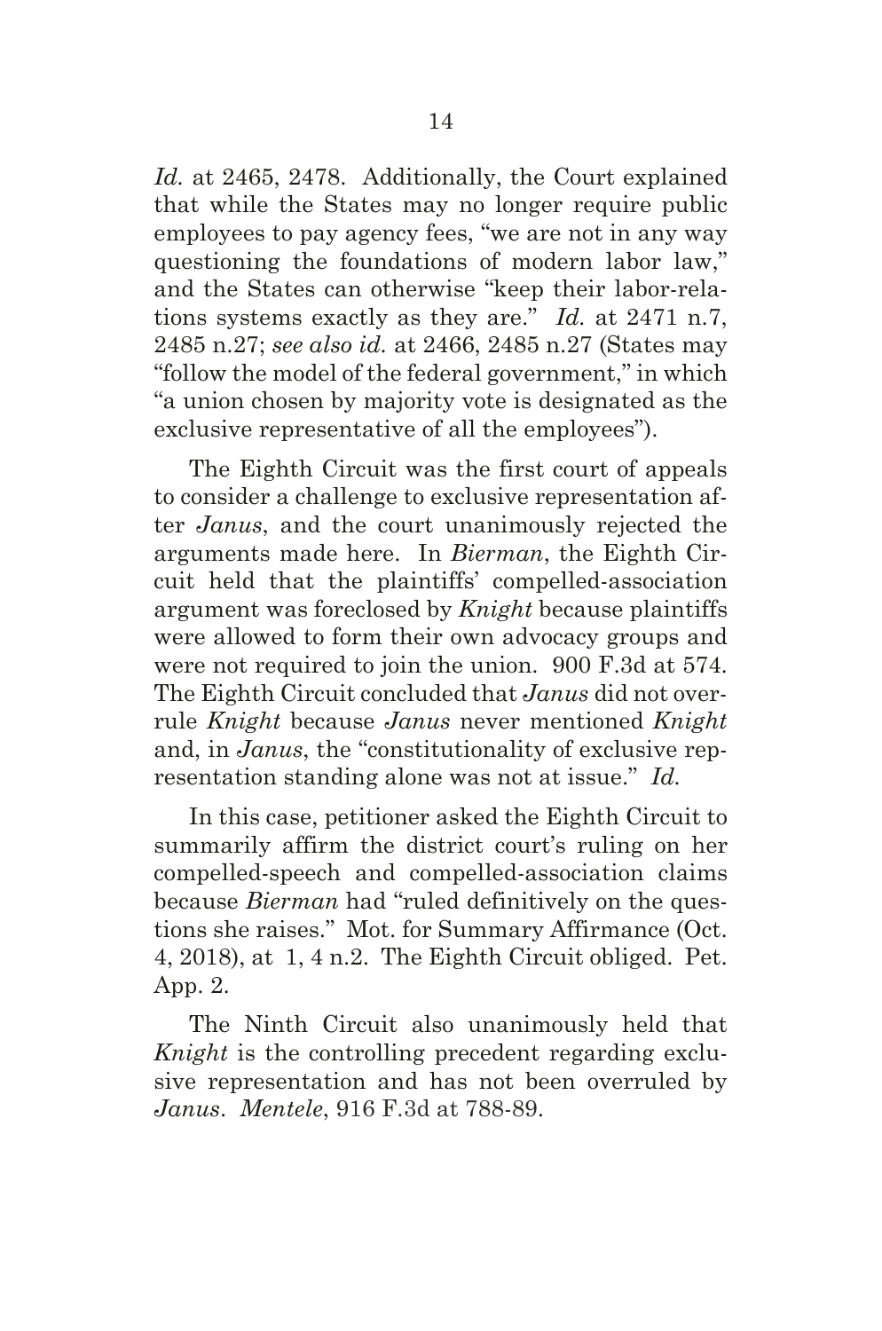*Id.* at 2465, 2478. Additionally, the Court explained that while the States may no longer require public employees to pay agency fees, "we are not in any way questioning the foundations of modern labor law," and the States can otherwise "keep their labor-relations systems exactly as they are." *Id.* at 2471 n.7, 2485 n.27; *see also id.* at 2466, 2485 n.27 (States may "follow the model of the federal government," in which "a union chosen by majority vote is designated as the exclusive representative of all the employees").

The Eighth Circuit was the first court of appeals to consider a challenge to exclusive representation after *Janus*, and the court unanimously rejected the arguments made here. In *Bierman*, the Eighth Circuit held that the plaintiffs' compelled-association argument was foreclosed by *Knight* because plaintiffs were allowed to form their own advocacy groups and were not required to join the union. 900 F.3d at 574. The Eighth Circuit concluded that *Janus* did not overrule *Knight* because *Janus* never mentioned *Knight* and, in *Janus*, the "constitutionality of exclusive representation standing alone was not at issue." *Id.*

In this case, petitioner asked the Eighth Circuit to summarily affirm the district court's ruling on her compelled-speech and compelled-association claims because *Bierman* had "ruled definitively on the questions she raises." Mot. for Summary Affirmance (Oct. 4, 2018), at 1, 4 n.2. The Eighth Circuit obliged. Pet. App. 2.

The Ninth Circuit also unanimously held that *Knight* is the controlling precedent regarding exclusive representation and has not been overruled by *Janus*. *Mentele*, 916 F.3d at 788-89.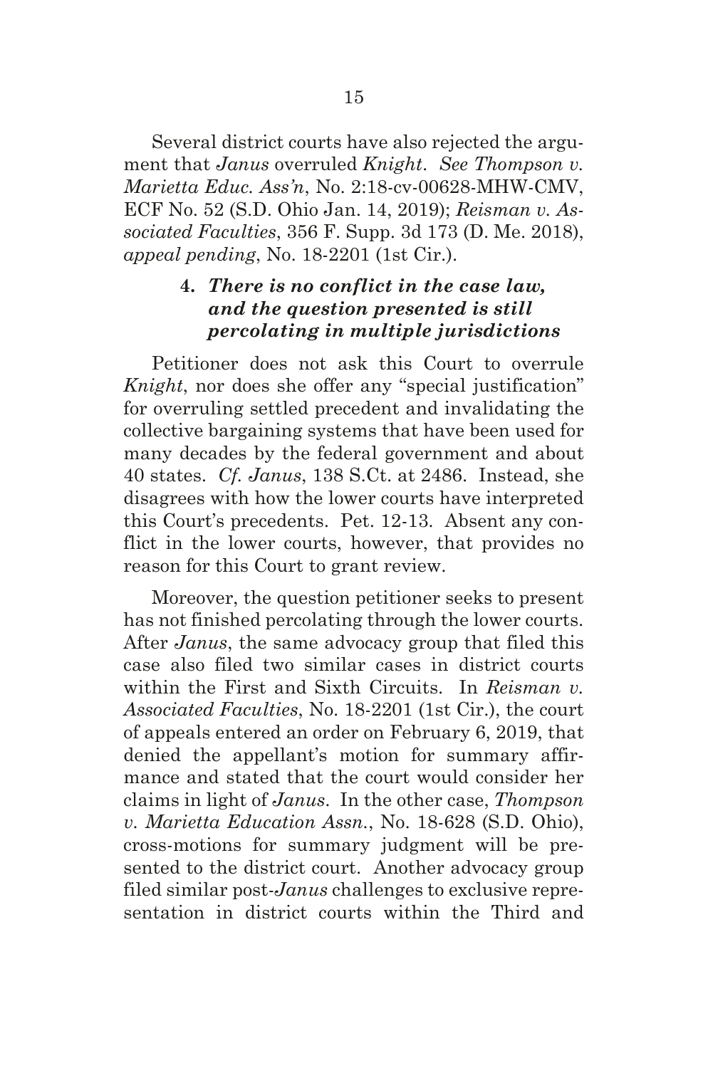Several district courts have also rejected the argument that *Janus* overruled *Knight*. *See Thompson v. Marietta Educ. Ass'n*, No. 2:18-cv-00628-MHW-CMV, ECF No. 52 (S.D. Ohio Jan. 14, 2019); *Reisman v. Associated Faculties*, 356 F. Supp. 3d 173 (D. Me. 2018), *appeal pending*, No. 18-2201 (1st Cir.).

### 4. *There is no conflict in the case law, and the question presented is still percolating in multiple jurisdictions*

Petitioner does not ask this Court to overrule *Knight*, nor does she offer any "special justification" for overruling settled precedent and invalidating the collective bargaining systems that have been used for many decades by the federal government and about 40 states. *Cf. Janus*, 138 S.Ct. at 2486. Instead, she disagrees with how the lower courts have interpreted this Court's precedents. Pet. 12-13. Absent any conflict in the lower courts, however, that provides no reason for this Court to grant review.

Moreover, the question petitioner seeks to present has not finished percolating through the lower courts. After *Janus*, the same advocacy group that filed this case also filed two similar cases in district courts within the First and Sixth Circuits. In *Reisman v. Associated Faculties*, No. 18-2201 (1st Cir.), the court of appeals entered an order on February 6, 2019, that denied the appellant's motion for summary affirmance and stated that the court would consider her claims in light of *Janus*. In the other case, *Thompson v. Marietta Education Assn.*, No. 18-628 (S.D. Ohio), cross-motions for summary judgment will be presented to the district court. Another advocacy group filed similar post-*Janus* challenges to exclusive representation in district courts within the Third and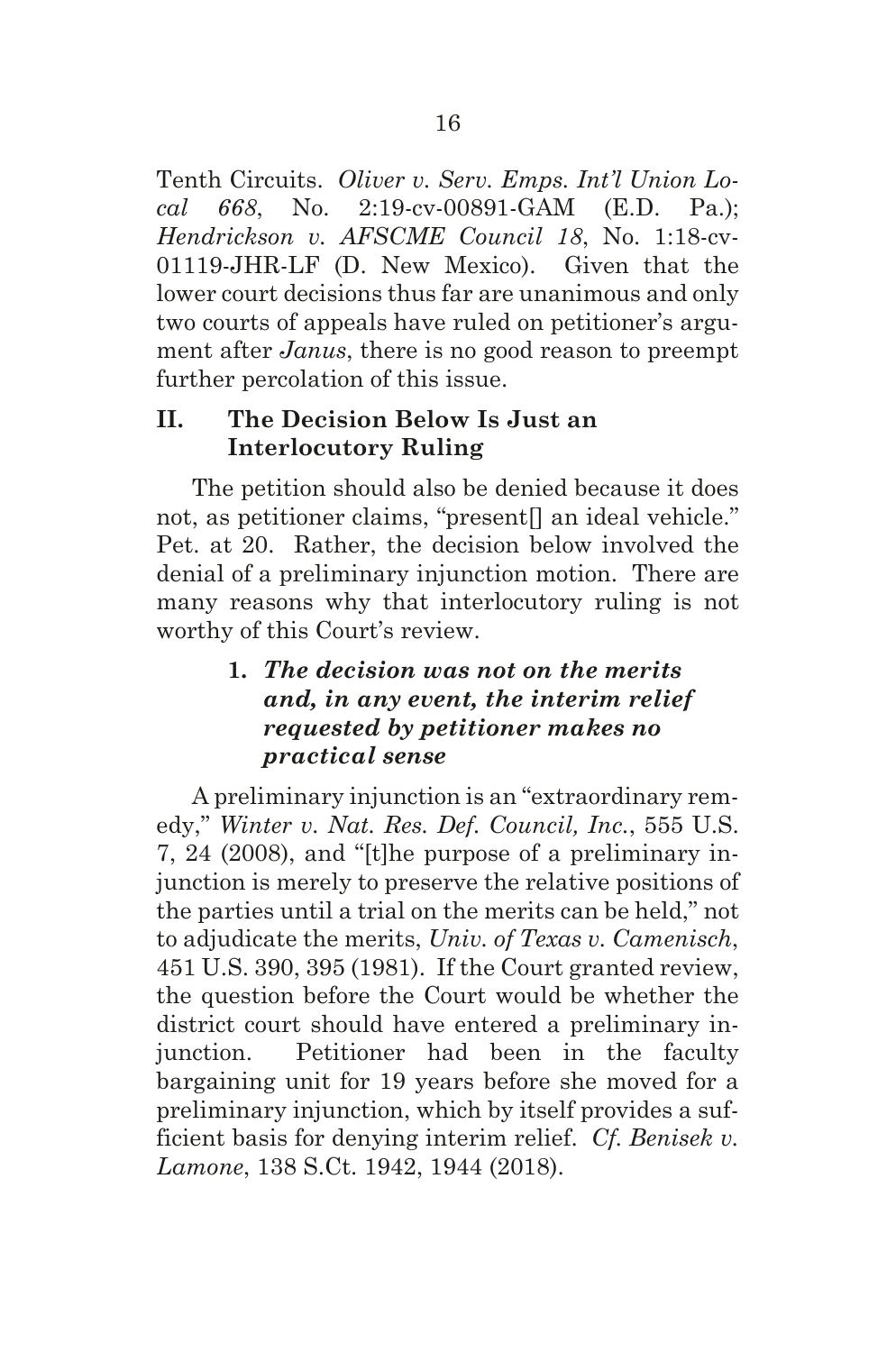Tenth Circuits. *Oliver v. Serv. Emps. Int'l Union Local 668*, No. 2:19-cv-00891-GAM (E.D. Pa.); *Hendrickson v. AFSCME Council 18*, No. 1:18-cv-01119-JHR-LF (D. New Mexico). Given that the lower court decisions thus far are unanimous and only two courts of appeals have ruled on petitioner's argument after *Janus*, there is no good reason to preempt further percolation of this issue.

## II. The Decision Below Is Just an Interlocutory Ruling

The petition should also be denied because it does not, as petitioner claims, "present[] an ideal vehicle." Pet. at 20. Rather, the decision below involved the denial of a preliminary injunction motion. There are many reasons why that interlocutory ruling is not worthy of this Court's review.

### 1. *The decision was not on the merits and, in any event, the interim relief requested by petitioner makes no practical sense*

A preliminary injunction is an "extraordinary remedy," *Winter v. Nat. Res. Def. Council, Inc.*, 555 U.S. 7, 24 (2008), and "[t]he purpose of a preliminary injunction is merely to preserve the relative positions of the parties until a trial on the merits can be held," not to adjudicate the merits, *Univ. of Texas v. Camenisch*, 451 U.S. 390, 395 (1981). If the Court granted review, the question before the Court would be whether the district court should have entered a preliminary injunction. Petitioner had been in the faculty bargaining unit for 19 years before she moved for a preliminary injunction, which by itself provides a sufficient basis for denying interim relief. *Cf. Benisek v. Lamone*, 138 S.Ct. 1942, 1944 (2018).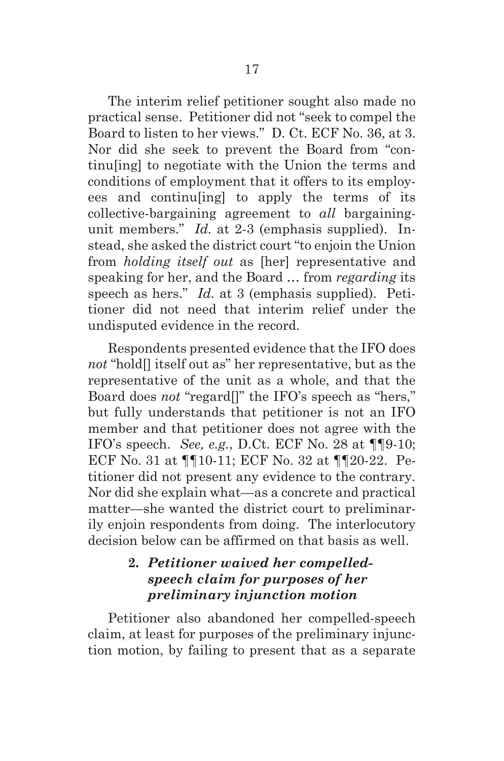The interim relief petitioner sought also made no practical sense. Petitioner did not "seek to compel the Board to listen to her views." D. Ct. ECF No. 36, at 3. Nor did she seek to prevent the Board from "continu[ing] to negotiate with the Union the terms and conditions of employment that it offers to its employees and continu[ing] to apply the terms of its collective-bargaining agreement to *all* bargaining-unit members." *Id.* at 2-3 (emphasis supplied). Instead, she asked the district court "to enjoin the Union from *holding itself out* as [her] representative and speaking for her, and the Board … from *regarding* its speech as hers." *Id.* at 3 (emphasis supplied). Petitioner did not need that interim relief under the undisputed evidence in the record.

Respondents presented evidence that the IFO does *not* "hold[] itself out as" her representative, but as the representative of the unit as a whole, and that the Board does *not* "regard[]" the IFO's speech as "hers," but fully understands that petitioner is not an IFO member and that petitioner does not agree with the IFO's speech. *See, e.g.*, D.Ct. ECF No. 28 at ¶¶9-10; ECF No. 31 at ¶¶10-11; ECF No. 32 at ¶¶20-22. Petitioner did not present any evidence to the contrary. Nor did she explain what—as a concrete and practical matter—she wanted the district court to preliminarily enjoin respondents from doing. The interlocutory decision below can be affirmed on that basis as well.

### 2. *Petitioner waived her compelled-speech claim for purposes of her preliminary injunction motion*

Petitioner also abandoned her compelled-speech claim, at least for purposes of the preliminary injunction motion, by failing to present that as a separate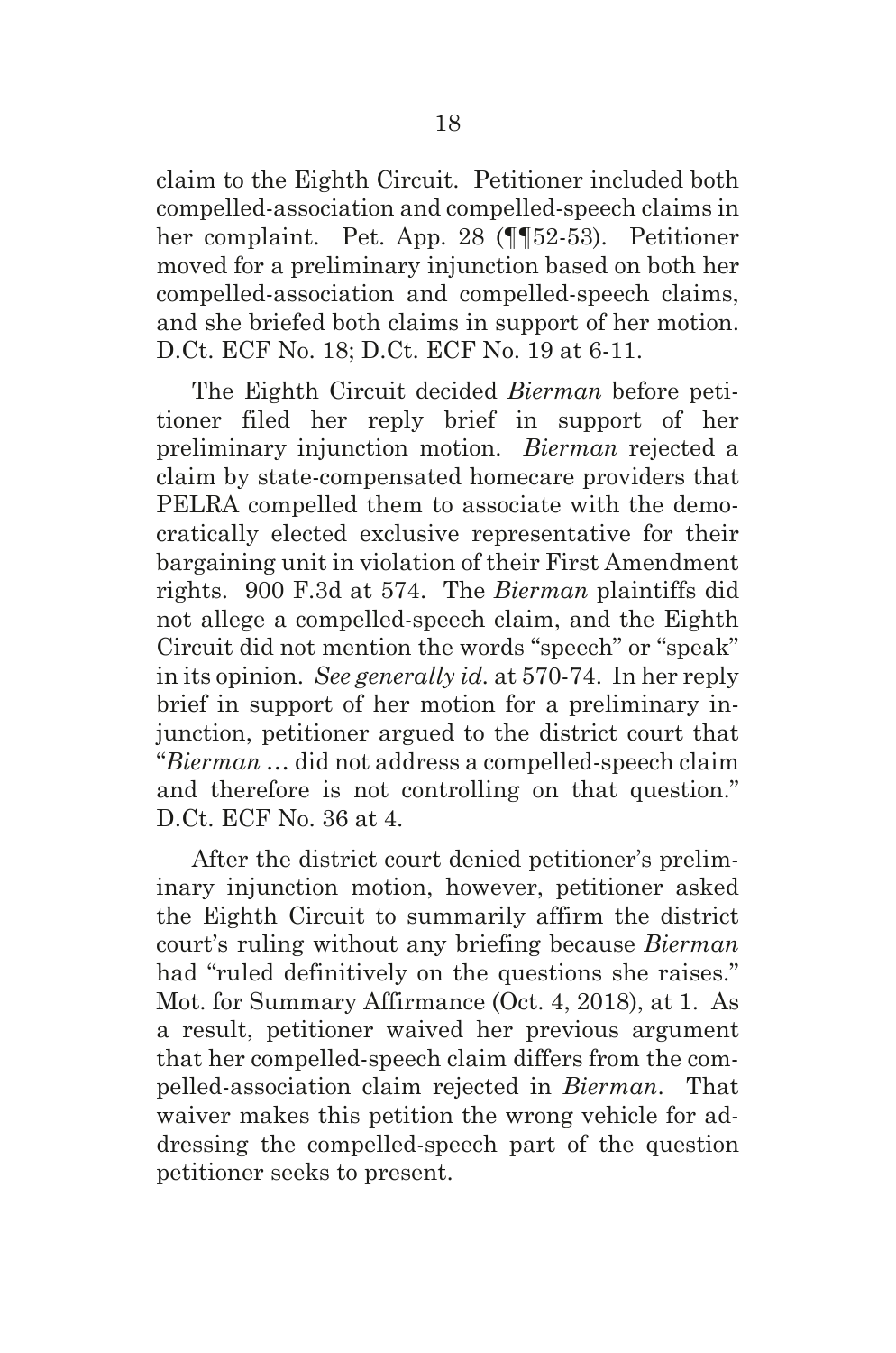claim to the Eighth Circuit. Petitioner included both compelled-association and compelled-speech claims in her complaint. Pet. App. 28 (¶¶52-53). Petitioner moved for a preliminary injunction based on both her compelled-association and compelled-speech claims, and she briefed both claims in support of her motion. D.Ct. ECF No. 18; D.Ct. ECF No. 19 at 6-11.

The Eighth Circuit decided *Bierman* before petitioner filed her reply brief in support of her preliminary injunction motion. *Bierman* rejected a claim by state-compensated homecare providers that PELRA compelled them to associate with the democratically elected exclusive representative for their bargaining unit in violation of their First Amendment rights. 900 F.3d at 574. The *Bierman* plaintiffs did not allege a compelled-speech claim, and the Eighth Circuit did not mention the words "speech" or "speak" in its opinion. *See generally id.* at 570-74. In her reply brief in support of her motion for a preliminary injunction, petitioner argued to the district court that "*Bierman* … did not address a compelled-speech claim and therefore is not controlling on that question." D.Ct. ECF No. 36 at 4.

After the district court denied petitioner's preliminary injunction motion, however, petitioner asked the Eighth Circuit to summarily affirm the district court's ruling without any briefing because *Bierman* had "ruled definitively on the questions she raises." Mot. for Summary Affirmance (Oct. 4, 2018), at 1. As a result, petitioner waived her previous argument that her compelled-speech claim differs from the compelled-association claim rejected in *Bierman*. That waiver makes this petition the wrong vehicle for addressing the compelled-speech part of the question petitioner seeks to present.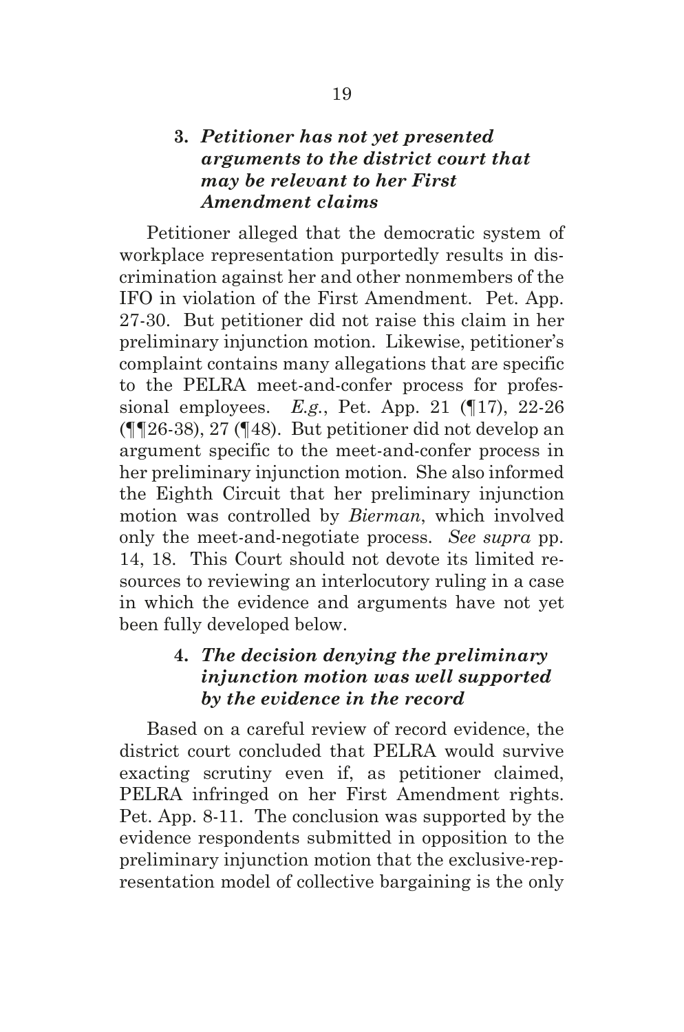### 3. *Petitioner has not yet presented arguments to the district court that may be relevant to her First Amendment claims*

Petitioner alleged that the democratic system of workplace representation purportedly results in discrimination against her and other nonmembers of the IFO in violation of the First Amendment. Pet. App. 27-30. But petitioner did not raise this claim in her preliminary injunction motion. Likewise, petitioner's complaint contains many allegations that are specific to the PELRA meet-and-confer process for professional employees. *E.g.*, Pet. App. 21 (¶17), 22-26 (¶¶26-38), 27 (¶48). But petitioner did not develop an argument specific to the meet-and-confer process in her preliminary injunction motion. She also informed the Eighth Circuit that her preliminary injunction motion was controlled by *Bierman*, which involved only the meet-and-negotiate process. *See supra* pp. 14, 18. This Court should not devote its limited resources to reviewing an interlocutory ruling in a case in which the evidence and arguments have not yet been fully developed below.

### 4. *The decision denying the preliminary injunction motion was well supported by the evidence in the record*

Based on a careful review of record evidence, the district court concluded that PELRA would survive exacting scrutiny even if, as petitioner claimed, PELRA infringed on her First Amendment rights. Pet. App. 8-11. The conclusion was supported by the evidence respondents submitted in opposition to the preliminary injunction motion that the exclusive-representation model of collective bargaining is the only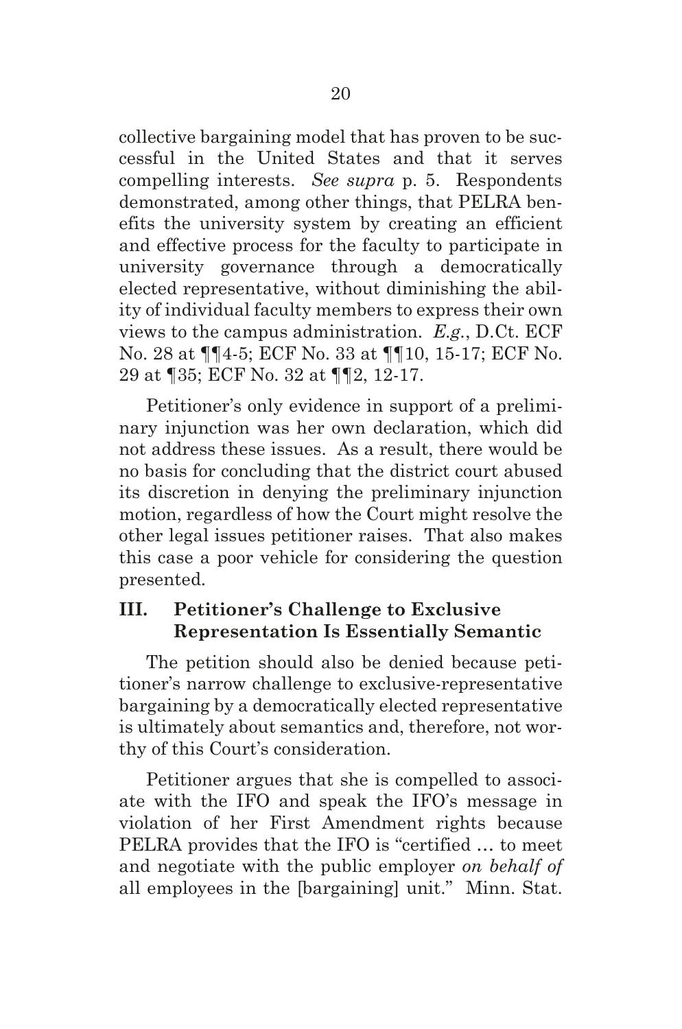collective bargaining model that has proven to be successful in the United States and that it serves compelling interests. *See supra* p. 5. Respondents demonstrated, among other things, that PELRA benefits the university system by creating an efficient and effective process for the faculty to participate in university governance through a democratically elected representative, without diminishing the ability of individual faculty members to express their own views to the campus administration. *E.g.*, D.Ct. ECF No. 28 at ¶¶4-5; ECF No. 33 at ¶¶10, 15-17; ECF No. 29 at ¶35; ECF No. 32 at ¶¶2, 12-17.

Petitioner's only evidence in support of a preliminary injunction was her own declaration, which did not address these issues. As a result, there would be no basis for concluding that the district court abused its discretion in denying the preliminary injunction motion, regardless of how the Court might resolve the other legal issues petitioner raises. That also makes this case a poor vehicle for considering the question presented.

## III. Petitioner's Challenge to Exclusive Representation Is Essentially Semantic

The petition should also be denied because petitioner's narrow challenge to exclusive-representative bargaining by a democratically elected representative is ultimately about semantics and, therefore, not worthy of this Court's consideration.

Petitioner argues that she is compelled to associate with the IFO and speak the IFO's message in violation of her First Amendment rights because PELRA provides that the IFO is "certified … to meet and negotiate with the public employer *on behalf of* all employees in the [bargaining] unit." Minn. Stat.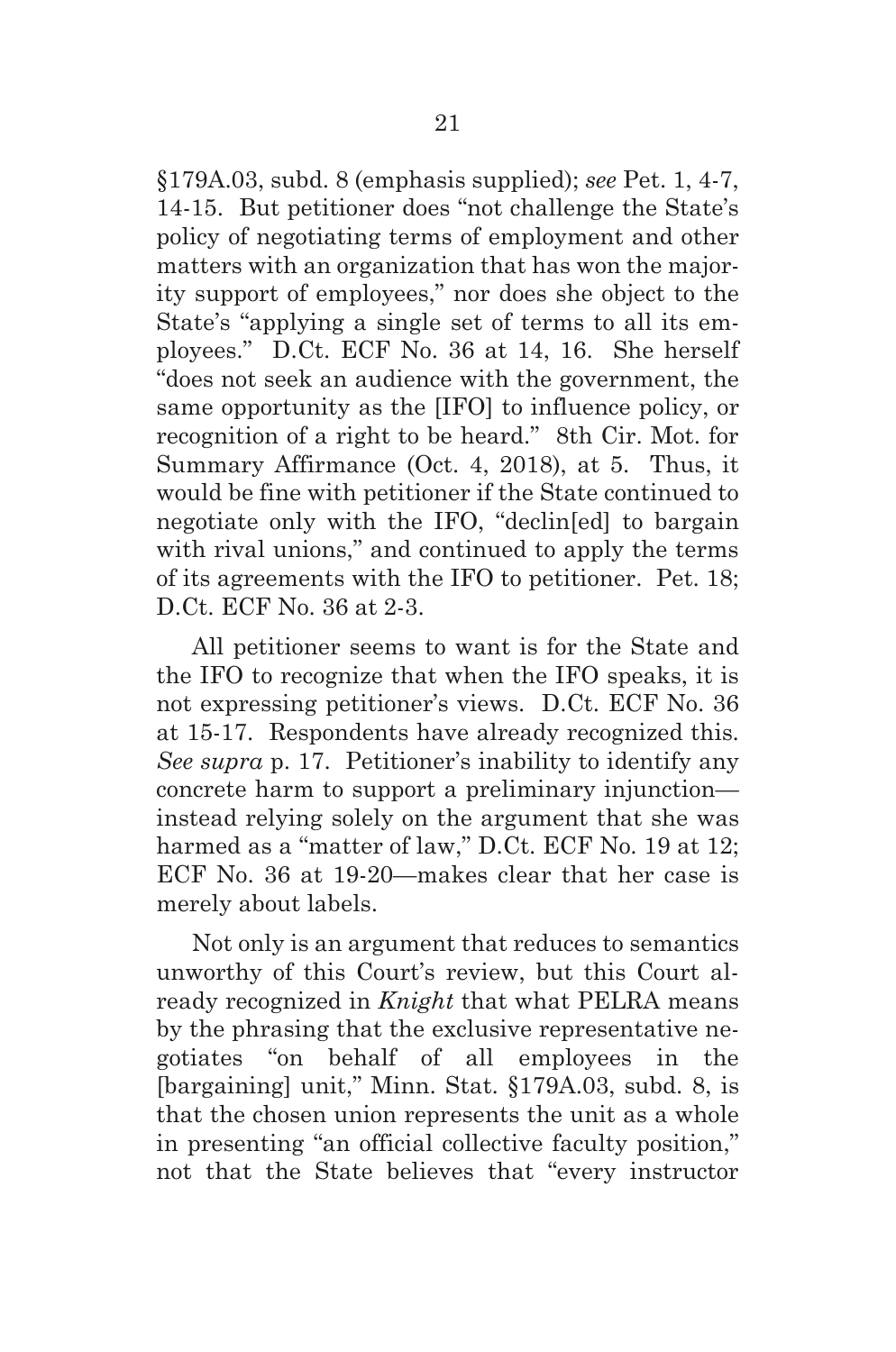§179A.03, subd. 8 (emphasis supplied); *see* Pet. 1, 4-7, 14-15. But petitioner does "not challenge the State's policy of negotiating terms of employment and other matters with an organization that has won the majority support of employees," nor does she object to the State's "applying a single set of terms to all its employees." D.Ct. ECF No. 36 at 14, 16. She herself "does not seek an audience with the government, the same opportunity as the [IFO] to influence policy, or recognition of a right to be heard." 8th Cir. Mot. for Summary Affirmance (Oct. 4, 2018), at 5. Thus, it would be fine with petitioner if the State continued to negotiate only with the IFO, "declin[ed] to bargain with rival unions," and continued to apply the terms of its agreements with the IFO to petitioner. Pet. 18; D.Ct. ECF No. 36 at 2-3.

All petitioner seems to want is for the State and the IFO to recognize that when the IFO speaks, it is not expressing petitioner's views. D.Ct. ECF No. 36 at 15-17. Respondents have already recognized this. *See supra* p. 17. Petitioner's inability to identify any concrete harm to support a preliminary injunction—instead relying solely on the argument that she was harmed as a "matter of law," D.Ct. ECF No. 19 at 12; ECF No. 36 at 19-20—makes clear that her case is merely about labels.

Not only is an argument that reduces to semantics unworthy of this Court's review, but this Court already recognized in *Knight* that what PELRA means by the phrasing that the exclusive representative negotiates "on behalf of all employees in the [bargaining] unit," Minn. Stat. §179A.03, subd. 8, is that the chosen union represents the unit as a whole in presenting "an official collective faculty position," not that the State believes that "every instructor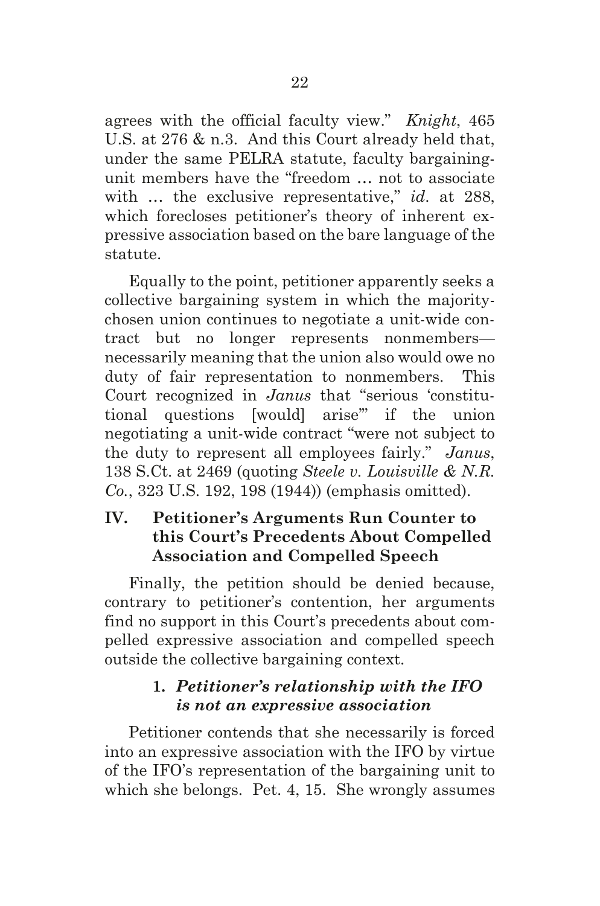agrees with the official faculty view." *Knight*, 465 U.S. at 276 & n.3. And this Court already held that, under the same PELRA statute, faculty bargaining-unit members have the "freedom … not to associate with … the exclusive representative," *id*. at 288, which forecloses petitioner's theory of inherent expressive association based on the bare language of the statute.

Equally to the point, petitioner apparently seeks a collective bargaining system in which the majority-chosen union continues to negotiate a unit-wide contract but no longer represents nonmembers—necessarily meaning that the union also would owe no duty of fair representation to nonmembers. This Court recognized in *Janus* that "serious 'constitutional questions [would] arise'" if the union negotiating a unit-wide contract "were not subject to the duty to represent all employees fairly." *Janus*, 138 S.Ct. at 2469 (quoting *Steele v. Louisville & N.R. Co.*, 323 U.S. 192, 198 (1944)) (emphasis omitted).

## IV. Petitioner's Arguments Run Counter to this Court's Precedents About Compelled Association and Compelled Speech

Finally, the petition should be denied because, contrary to petitioner's contention, her arguments find no support in this Court's precedents about compelled expressive association and compelled speech outside the collective bargaining context.

### 1. *Petitioner's relationship with the IFO is not an expressive association*

Petitioner contends that she necessarily is forced into an expressive association with the IFO by virtue of the IFO's representation of the bargaining unit to which she belongs. Pet. 4, 15. She wrongly assumes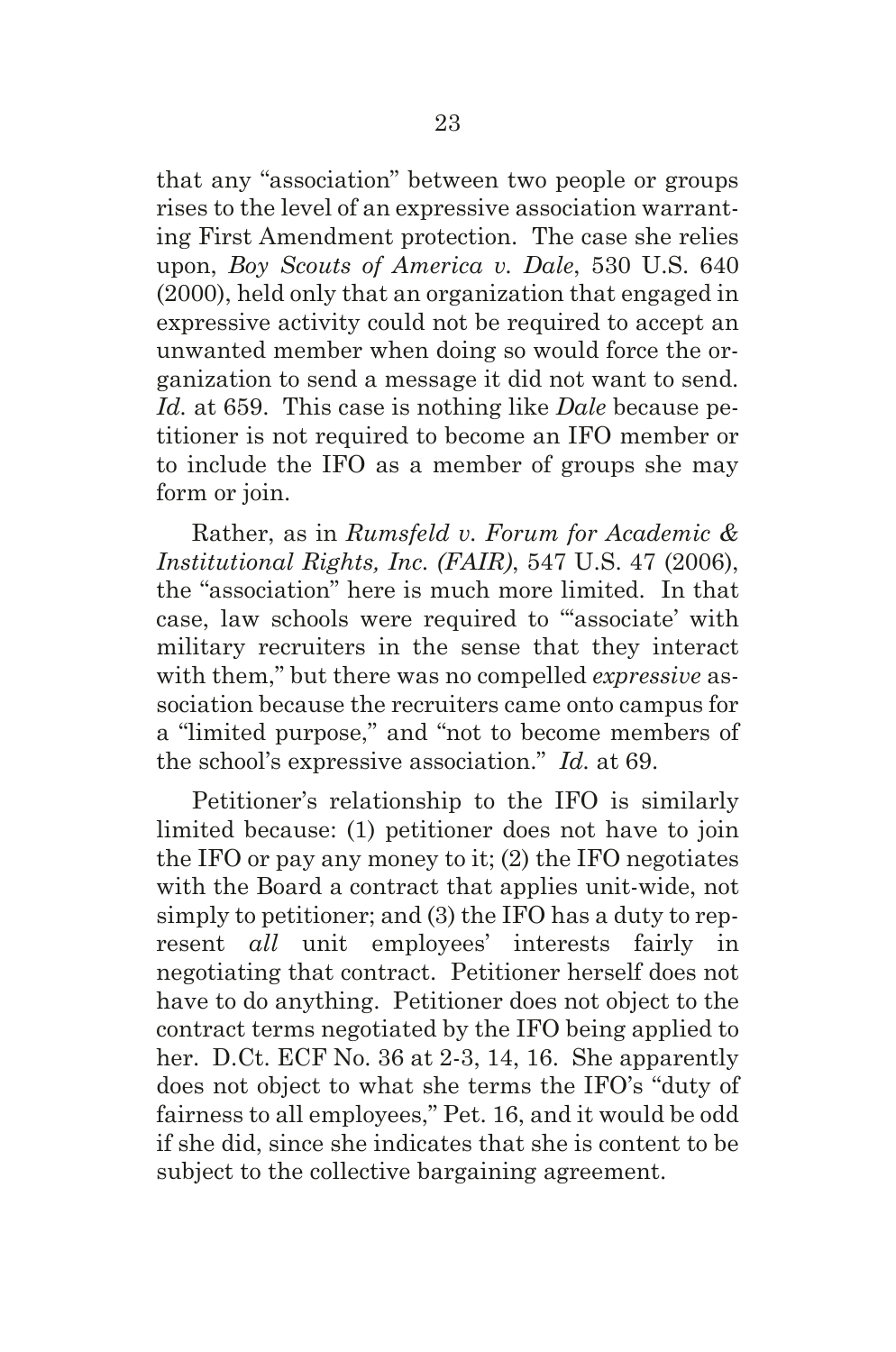that any "association" between two people or groups rises to the level of an expressive association warranting First Amendment protection. The case she relies upon, *Boy Scouts of America v. Dale*, 530 U.S. 640 (2000), held only that an organization that engaged in expressive activity could not be required to accept an unwanted member when doing so would force the organization to send a message it did not want to send. *Id.* at 659. This case is nothing like *Dale* because petitioner is not required to become an IFO member or to include the IFO as a member of groups she may form or join.

Rather, as in *Rumsfeld v. Forum for Academic & Institutional Rights, Inc. (FAIR)*, 547 U.S. 47 (2006), the "association" here is much more limited. In that case, law schools were required to "'associate' with military recruiters in the sense that they interact with them," but there was no compelled *expressive* association because the recruiters came onto campus for a "limited purpose," and "not to become members of the school's expressive association." *Id.* at 69.

Petitioner's relationship to the IFO is similarly limited because: (1) petitioner does not have to join the IFO or pay any money to it; (2) the IFO negotiates with the Board a contract that applies unit-wide, not simply to petitioner; and (3) the IFO has a duty to represent *all* unit employees' interests fairly in negotiating that contract. Petitioner herself does not have to do anything. Petitioner does not object to the contract terms negotiated by the IFO being applied to her. D.Ct. ECF No. 36 at 2-3, 14, 16. She apparently does not object to what she terms the IFO's "duty of fairness to all employees," Pet. 16, and it would be odd if she did, since she indicates that she is content to be subject to the collective bargaining agreement.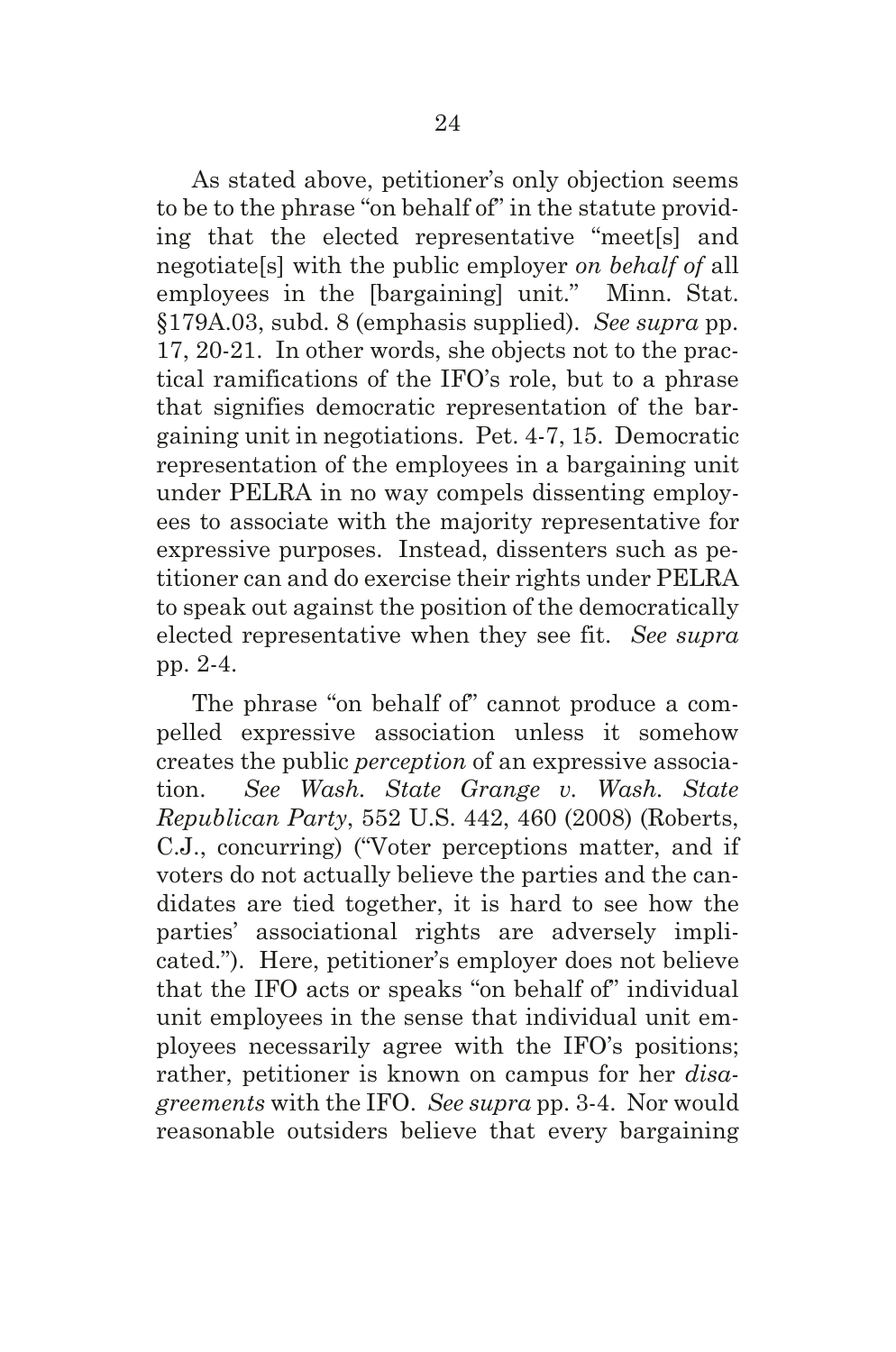As stated above, petitioner's only objection seems to be to the phrase "on behalf of" in the statute providing that the elected representative "meet[s] and negotiate[s] with the public employer *on behalf of* all employees in the [bargaining] unit." Minn. Stat. §179A.03, subd. 8 (emphasis supplied). *See supra* pp. 17, 20-21. In other words, she objects not to the practical ramifications of the IFO's role, but to a phrase that signifies democratic representation of the bargaining unit in negotiations. Pet. 4-7, 15. Democratic representation of the employees in a bargaining unit under PELRA in no way compels dissenting employees to associate with the majority representative for expressive purposes. Instead, dissenters such as petitioner can and do exercise their rights under PELRA to speak out against the position of the democratically elected representative when they see fit. *See supra* pp. 2-4.

The phrase "on behalf of" cannot produce a compelled expressive association unless it somehow creates the public *perception* of an expressive association. *See Wash. State Grange v. Wash. State Republican Party*, 552 U.S. 442, 460 (2008) (Roberts, C.J., concurring) ("Voter perceptions matter, and if voters do not actually believe the parties and the candidates are tied together, it is hard to see how the parties' associational rights are adversely implicated."). Here, petitioner's employer does not believe that the IFO acts or speaks "on behalf of" individual unit employees in the sense that individual unit employees necessarily agree with the IFO's positions; rather, petitioner is known on campus for her *disagreements* with the IFO. *See supra* pp. 3-4. Nor would reasonable outsiders believe that every bargaining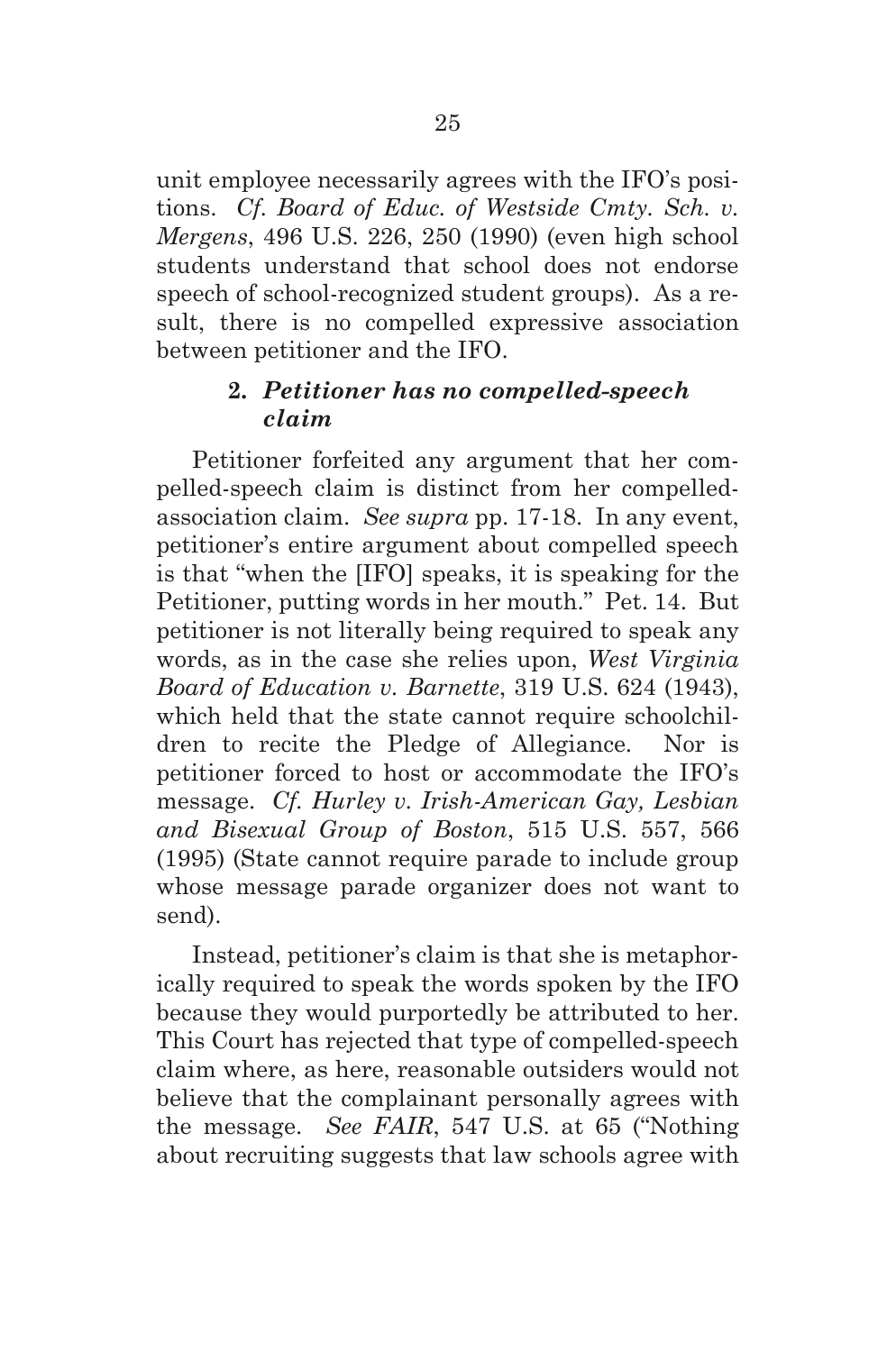unit employee necessarily agrees with the IFO's positions. *Cf. Board of Educ. of Westside Cmty. Sch. v. Mergens*, 496 U.S. 226, 250 (1990) (even high school students understand that school does not endorse speech of school-recognized student groups). As a result, there is no compelled expressive association between petitioner and the IFO.

### 2. *Petitioner has no compelled-speech claim*

Petitioner forfeited any argument that her compelled-speech claim is distinct from her compelled-association claim. *See supra* pp. 17-18. In any event, petitioner's entire argument about compelled speech is that "when the [IFO] speaks, it is speaking for the Petitioner, putting words in her mouth." Pet. 14. But petitioner is not literally being required to speak any words, as in the case she relies upon, *West Virginia Board of Education v. Barnette*, 319 U.S. 624 (1943), which held that the state cannot require schoolchildren to recite the Pledge of Allegiance. Nor is petitioner forced to host or accommodate the IFO's message. *Cf. Hurley v. Irish-American Gay, Lesbian and Bisexual Group of Boston*, 515 U.S. 557, 566 (1995) (State cannot require parade to include group whose message parade organizer does not want to send).

Instead, petitioner's claim is that she is metaphorically required to speak the words spoken by the IFO because they would purportedly be attributed to her. This Court has rejected that type of compelled-speech claim where, as here, reasonable outsiders would not believe that the complainant personally agrees with the message. *See FAIR*, 547 U.S. at 65 ("Nothing about recruiting suggests that law schools agree with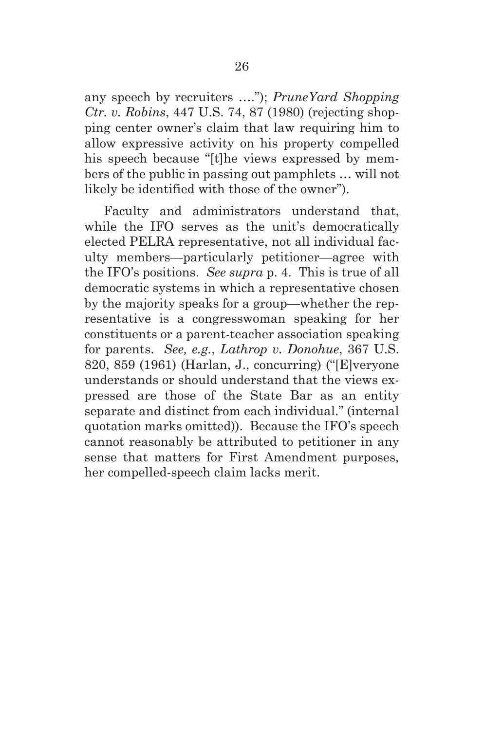any speech by recruiters …."); *PruneYard Shopping Ctr. v. Robins*, 447 U.S. 74, 87 (1980) (rejecting shopping center owner's claim that law requiring him to allow expressive activity on his property compelled his speech because "[t]he views expressed by members of the public in passing out pamphlets … will not likely be identified with those of the owner").

Faculty and administrators understand that, while the IFO serves as the unit's democratically elected PELRA representative, not all individual faculty members—particularly petitioner—agree with the IFO's positions. *See supra* p. 4. This is true of all democratic systems in which a representative chosen by the majority speaks for a group—whether the representative is a congresswoman speaking for her constituents or a parent-teacher association speaking for parents. *See, e.g.*, *Lathrop v. Donohue*, 367 U.S. 820, 859 (1961) (Harlan, J., concurring) ("[E]veryone understands or should understand that the views expressed are those of the State Bar as an entity separate and distinct from each individual." (internal quotation marks omitted)). Because the IFO's speech cannot reasonably be attributed to petitioner in any sense that matters for First Amendment purposes, her compelled-speech claim lacks merit.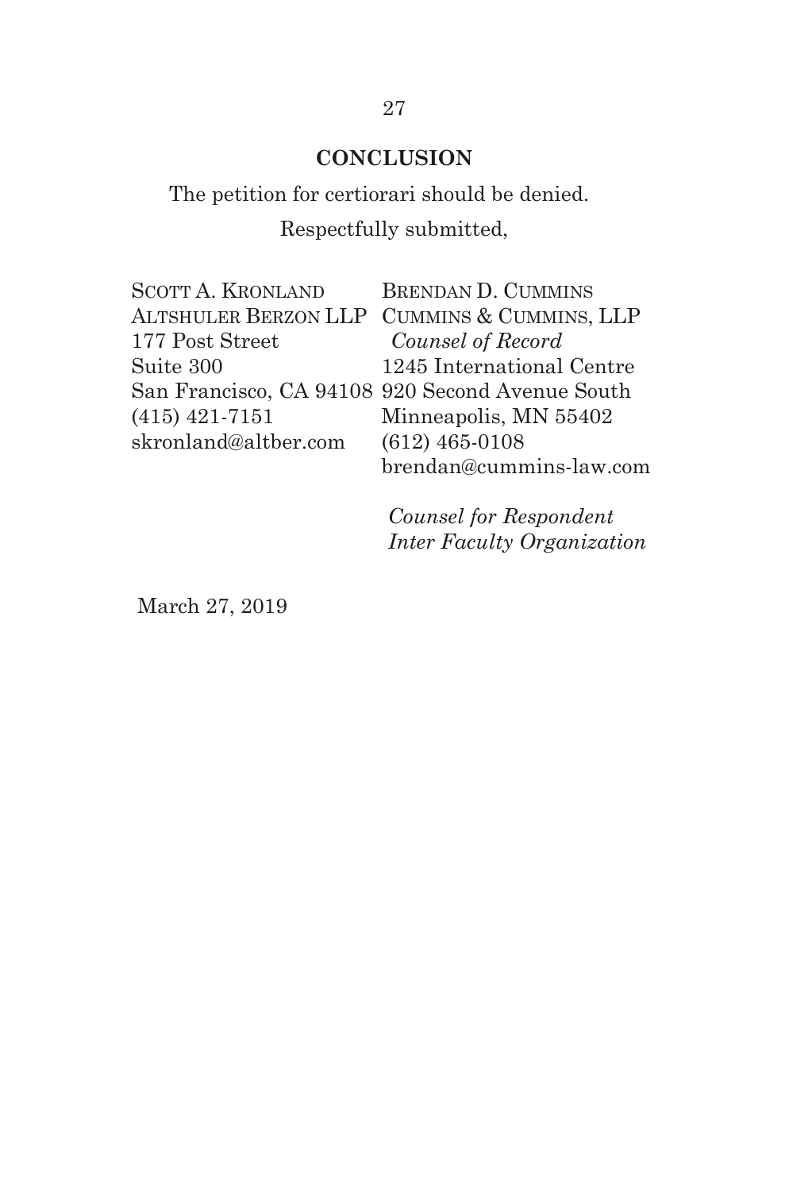## CONCLUSION

The petition for certiorari should be denied.

Respectfully submitted,

SCOTT A. KRONLAND
ALTSHULER BERZON LLP
177 Post Street
Suite 300
San Francisco, CA 94108
(415) 421-7151
skronland@altber.com

BRENDAN D. CUMMINS
CUMMINS & CUMMINS, LLP
*Counsel of Record*
1245 International Centre
920 Second Avenue South
Minneapolis, MN 55402
(612) 465-0108
brendan@cummins-law.com

*Counsel for Respondent Inter Faculty Organization*

March 27, 2019